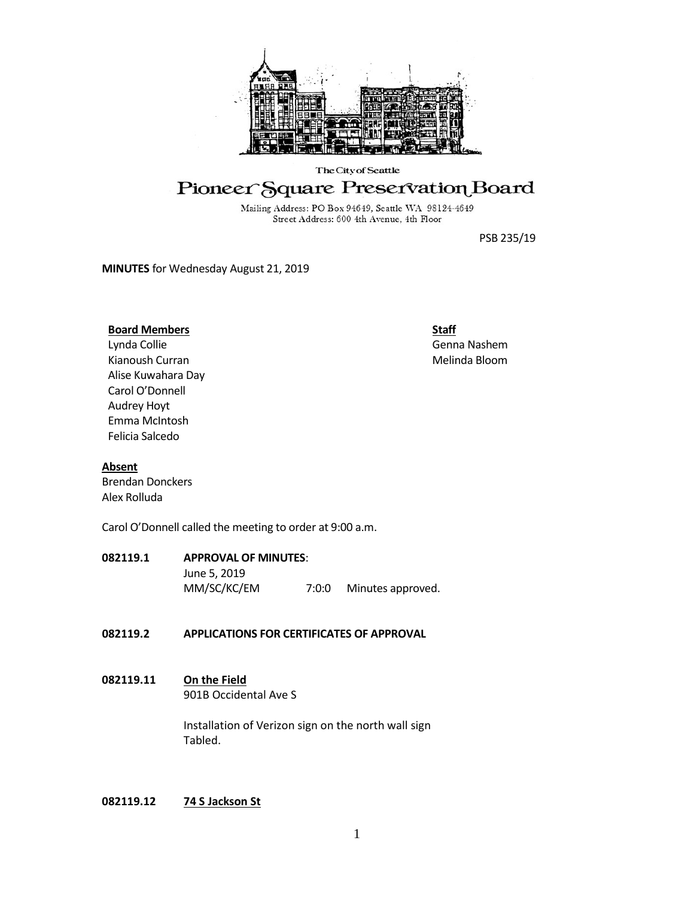The City of Seattle

# Pioneer Square Preservation Board

Mailing Address: PO Box 94649, Seattle WA 98124-4649
Street Address: 600 4th Avenue, 4th Floor

PSB 235/19

**MINUTES** for Wednesday August 21, 2019

**Board Members**
Lynda Collie
Kianoush Curran
Alise Kuwahara Day
Carol O'Donnell
Audrey Hoyt
Emma McIntosh
Felicia Salcedo

**Staff**
Genna Nashem
Melinda Bloom

**Absent**
Brendan Donckers
Alex Rolluda

Carol O'Donnell called the meeting to order at 9:00 a.m.

**082119.1 APPROVAL OF MINUTES**:
June 5, 2019
MM/SC/KC/EM 7:0:0 Minutes approved.

**082119.2 APPLICATIONS FOR CERTIFICATES OF APPROVAL**

**082119.11 On the Field**
901B Occidental Ave S

Installation of Verizon sign on the north wall sign
Tabled.

**082119.12 74 S Jackson St**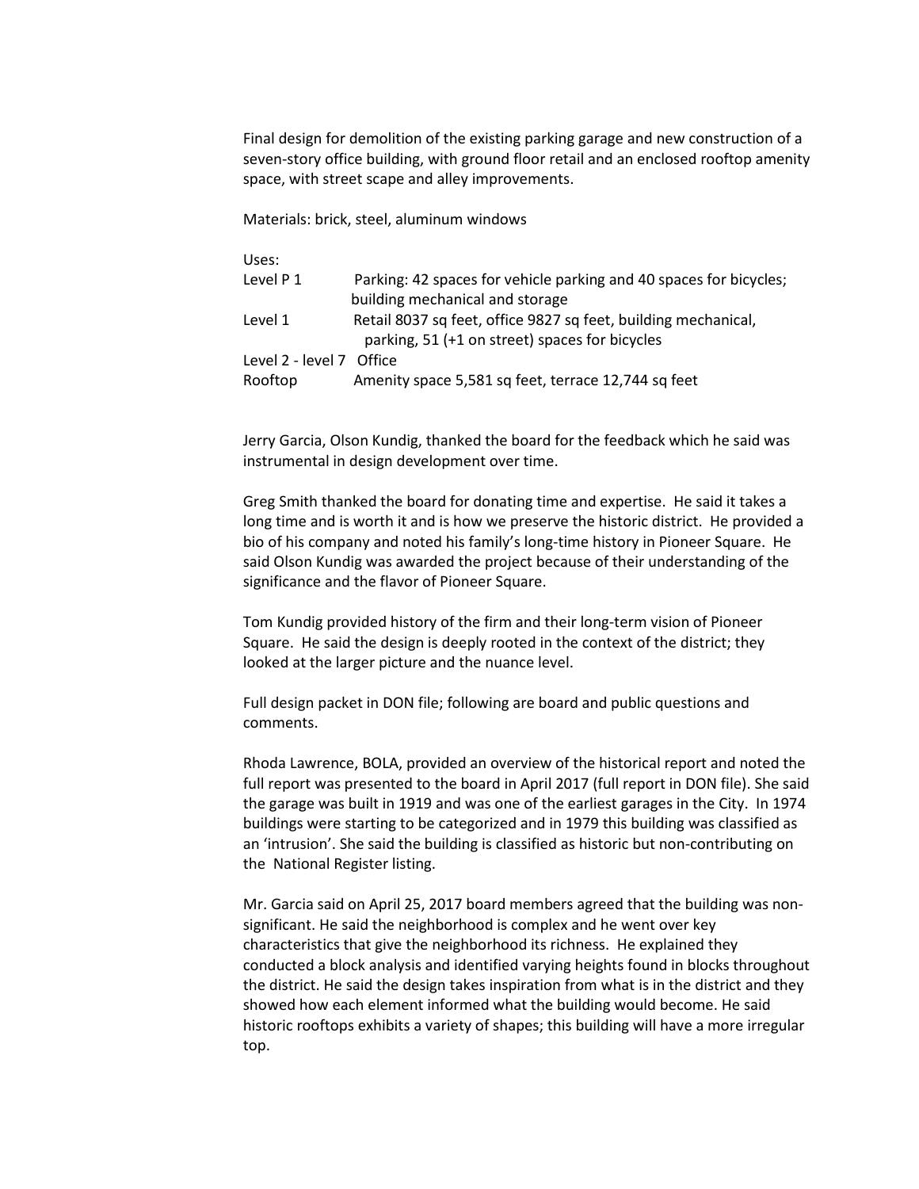Final design for demolition of the existing parking garage and new construction of a seven-story office building, with ground floor retail and an enclosed rooftop amenity space, with street scape and alley improvements.

Materials: brick, steel, aluminum windows

Uses:

| | |
|---|---|
| Level P 1 | Parking: 42 spaces for vehicle parking and 40 spaces for bicycles; building mechanical and storage |
| Level 1 | Retail 8037 sq feet, office 9827 sq feet, building mechanical, parking, 51 (+1 on street) spaces for bicycles |
| Level 2 - level 7 | Office |
| Rooftop | Amenity space 5,581 sq feet, terrace 12,744 sq feet |

Jerry Garcia, Olson Kundig, thanked the board for the feedback which he said was instrumental in design development over time.

Greg Smith thanked the board for donating time and expertise. He said it takes a long time and is worth it and is how we preserve the historic district. He provided a bio of his company and noted his family's long-time history in Pioneer Square. He said Olson Kundig was awarded the project because of their understanding of the significance and the flavor of Pioneer Square.

Tom Kundig provided history of the firm and their long-term vision of Pioneer Square. He said the design is deeply rooted in the context of the district; they looked at the larger picture and the nuance level.

Full design packet in DON file; following are board and public questions and comments.

Rhoda Lawrence, BOLA, provided an overview of the historical report and noted the full report was presented to the board in April 2017 (full report in DON file). She said the garage was built in 1919 and was one of the earliest garages in the City. In 1974 buildings were starting to be categorized and in 1979 this building was classified as an 'intrusion'. She said the building is classified as historic but non-contributing on the National Register listing.

Mr. Garcia said on April 25, 2017 board members agreed that the building was non-significant. He said the neighborhood is complex and he went over key characteristics that give the neighborhood its richness. He explained they conducted a block analysis and identified varying heights found in blocks throughout the district. He said the design takes inspiration from what is in the district and they showed how each element informed what the building would become. He said historic rooftops exhibits a variety of shapes; this building will have a more irregular top.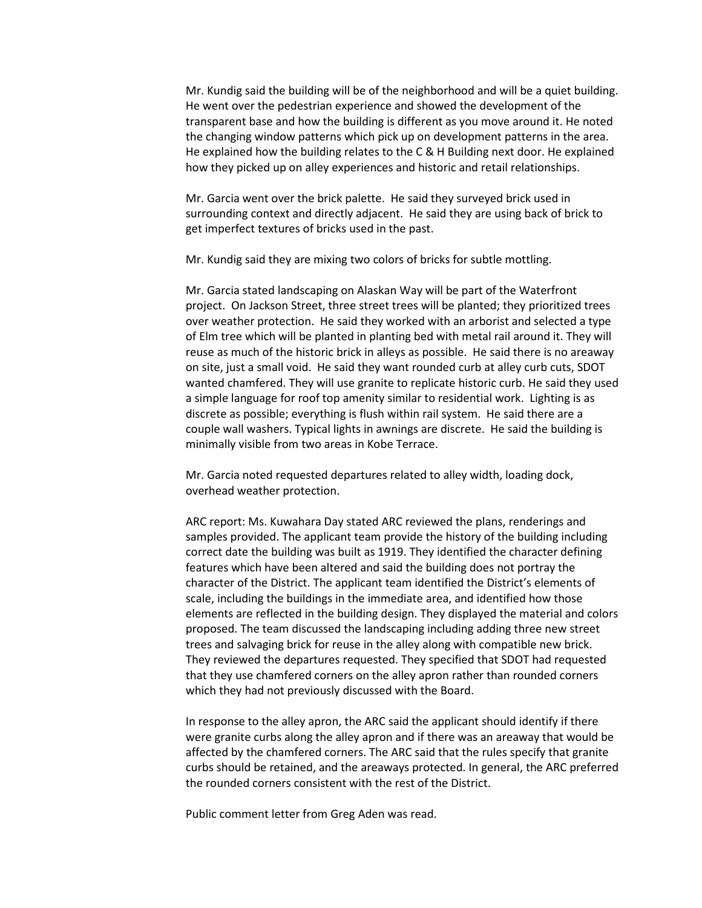Mr. Kundig said the building will be of the neighborhood and will be a quiet building. He went over the pedestrian experience and showed the development of the transparent base and how the building is different as you move around it. He noted the changing window patterns which pick up on development patterns in the area. He explained how the building relates to the C & H Building next door. He explained how they picked up on alley experiences and historic and retail relationships.

Mr. Garcia went over the brick palette. He said they surveyed brick used in surrounding context and directly adjacent. He said they are using back of brick to get imperfect textures of bricks used in the past.

Mr. Kundig said they are mixing two colors of bricks for subtle mottling.

Mr. Garcia stated landscaping on Alaskan Way will be part of the Waterfront project. On Jackson Street, three street trees will be planted; they prioritized trees over weather protection. He said they worked with an arborist and selected a type of Elm tree which will be planted in planting bed with metal rail around it. They will reuse as much of the historic brick in alleys as possible. He said there is no areaway on site, just a small void. He said they want rounded curb at alley curb cuts, SDOT wanted chamfered. They will use granite to replicate historic curb. He said they used a simple language for roof top amenity similar to residential work. Lighting is as discrete as possible; everything is flush within rail system. He said there are a couple wall washers. Typical lights in awnings are discrete. He said the building is minimally visible from two areas in Kobe Terrace.

Mr. Garcia noted requested departures related to alley width, loading dock, overhead weather protection.

ARC report: Ms. Kuwahara Day stated ARC reviewed the plans, renderings and samples provided. The applicant team provide the history of the building including correct date the building was built as 1919. They identified the character defining features which have been altered and said the building does not portray the character of the District. The applicant team identified the District's elements of scale, including the buildings in the immediate area, and identified how those elements are reflected in the building design. They displayed the material and colors proposed. The team discussed the landscaping including adding three new street trees and salvaging brick for reuse in the alley along with compatible new brick. They reviewed the departures requested. They specified that SDOT had requested that they use chamfered corners on the alley apron rather than rounded corners which they had not previously discussed with the Board.

In response to the alley apron, the ARC said the applicant should identify if there were granite curbs along the alley apron and if there was an areaway that would be affected by the chamfered corners. The ARC said that the rules specify that granite curbs should be retained, and the areaways protected. In general, the ARC preferred the rounded corners consistent with the rest of the District.

Public comment letter from Greg Aden was read.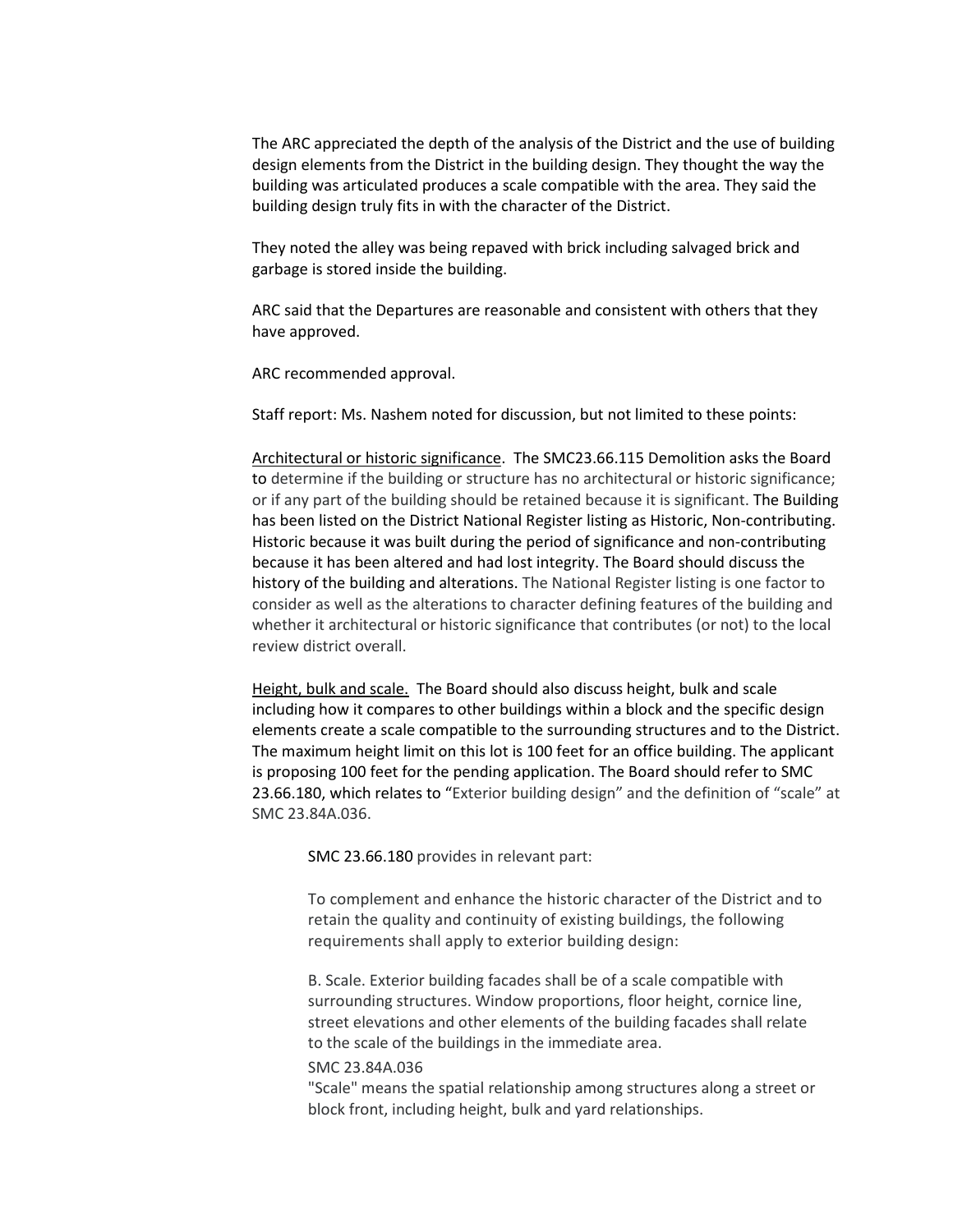The ARC appreciated the depth of the analysis of the District and the use of building design elements from the District in the building design. They thought the way the building was articulated produces a scale compatible with the area. They said the building design truly fits in with the character of the District.

They noted the alley was being repaved with brick including salvaged brick and garbage is stored inside the building.

ARC said that the Departures are reasonable and consistent with others that they have approved.

ARC recommended approval.

Staff report: Ms. Nashem noted for discussion, but not limited to these points:

Architectural or historic significance. The SMC23.66.115 Demolition asks the Board to determine if the building or structure has no architectural or historic significance; or if any part of the building should be retained because it is significant. The Building has been listed on the District National Register listing as Historic, Non-contributing. Historic because it was built during the period of significance and non-contributing because it has been altered and had lost integrity. The Board should discuss the history of the building and alterations. The National Register listing is one factor to consider as well as the alterations to character defining features of the building and whether it architectural or historic significance that contributes (or not) to the local review district overall.

Height, bulk and scale. The Board should also discuss height, bulk and scale including how it compares to other buildings within a block and the specific design elements create a scale compatible to the surrounding structures and to the District. The maximum height limit on this lot is 100 feet for an office building. The applicant is proposing 100 feet for the pending application. The Board should refer to SMC 23.66.180, which relates to "Exterior building design" and the definition of "scale" at SMC 23.84A.036.

> SMC 23.66.180 provides in relevant part:
>
> To complement and enhance the historic character of the District and to retain the quality and continuity of existing buildings, the following requirements shall apply to exterior building design:
>
> B. Scale. Exterior building facades shall be of a scale compatible with surrounding structures. Window proportions, floor height, cornice line, street elevations and other elements of the building facades shall relate to the scale of the buildings in the immediate area.
>
> SMC 23.84A.036
>
> "Scale" means the spatial relationship among structures along a street or block front, including height, bulk and yard relationships.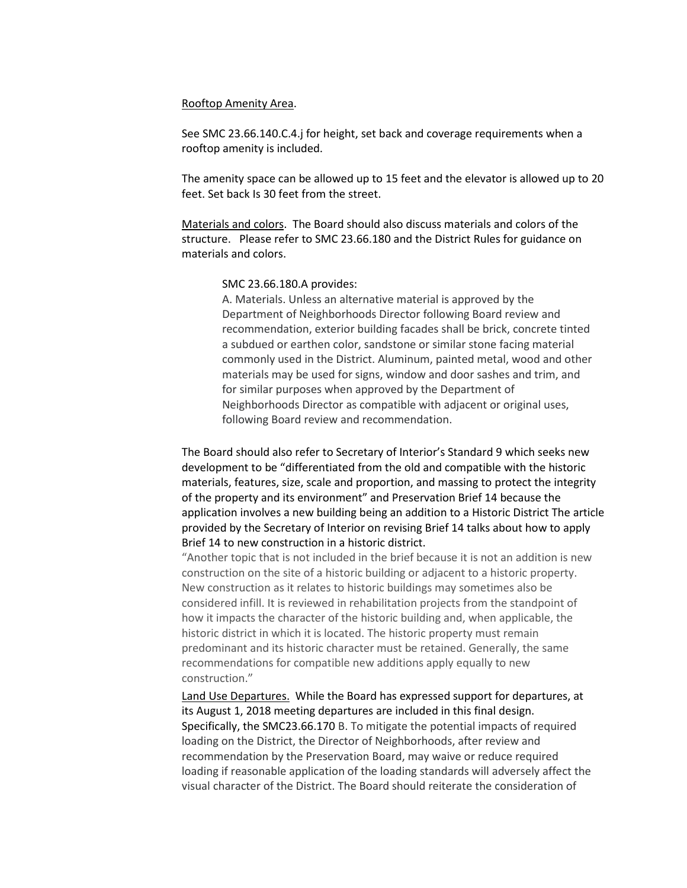<u>Rooftop Amenity Area</u>.

See SMC 23.66.140.C.4.j for height, set back and coverage requirements when a rooftop amenity is included.

The amenity space can be allowed up to 15 feet and the elevator is allowed up to 20 feet. Set back Is 30 feet from the street.

<u>Materials and colors</u>. The Board should also discuss materials and colors of the structure. Please refer to SMC 23.66.180 and the District Rules for guidance on materials and colors.

> SMC 23.66.180.A provides:
> A. Materials. Unless an alternative material is approved by the Department of Neighborhoods Director following Board review and recommendation, exterior building facades shall be brick, concrete tinted a subdued or earthen color, sandstone or similar stone facing material commonly used in the District. Aluminum, painted metal, wood and other materials may be used for signs, window and door sashes and trim, and for similar purposes when approved by the Department of Neighborhoods Director as compatible with adjacent or original uses, following Board review and recommendation.

The Board should also refer to Secretary of Interior's Standard 9 which seeks new development to be "differentiated from the old and compatible with the historic materials, features, size, scale and proportion, and massing to protect the integrity of the property and its environment" and Preservation Brief 14 because the application involves a new building being an addition to a Historic District The article provided by the Secretary of Interior on revising Brief 14 talks about how to apply Brief 14 to new construction in a historic district.

"Another topic that is not included in the brief because it is not an addition is new construction on the site of a historic building or adjacent to a historic property. New construction as it relates to historic buildings may sometimes also be considered infill. It is reviewed in rehabilitation projects from the standpoint of how it impacts the character of the historic building and, when applicable, the historic district in which it is located. The historic property must remain predominant and its historic character must be retained. Generally, the same recommendations for compatible new additions apply equally to new construction."

<u>Land Use Departures.</u> While the Board has expressed support for departures, at its August 1, 2018 meeting departures are included in this final design. Specifically, the SMC23.66.170 B. To mitigate the potential impacts of required loading on the District, the Director of Neighborhoods, after review and recommendation by the Preservation Board, may waive or reduce required loading if reasonable application of the loading standards will adversely affect the visual character of the District. The Board should reiterate the consideration of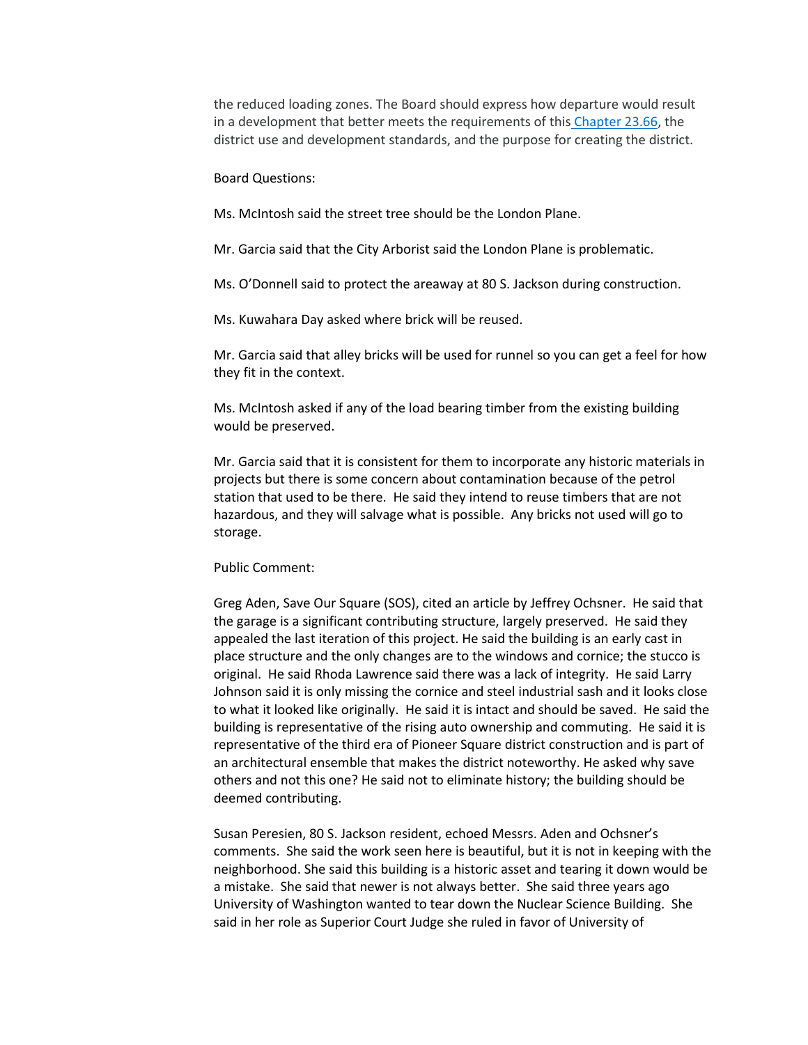the reduced loading zones. The Board should express how departure would result in a development that better meets the requirements of this [Chapter 23.66](), the district use and development standards, and the purpose for creating the district.

Board Questions:

Ms. McIntosh said the street tree should be the London Plane.

Mr. Garcia said that the City Arborist said the London Plane is problematic.

Ms. O'Donnell said to protect the areaway at 80 S. Jackson during construction.

Ms. Kuwahara Day asked where brick will be reused.

Mr. Garcia said that alley bricks will be used for runnel so you can get a feel for how they fit in the context.

Ms. McIntosh asked if any of the load bearing timber from the existing building would be preserved.

Mr. Garcia said that it is consistent for them to incorporate any historic materials in projects but there is some concern about contamination because of the petrol station that used to be there. He said they intend to reuse timbers that are not hazardous, and they will salvage what is possible. Any bricks not used will go to storage.

Public Comment:

Greg Aden, Save Our Square (SOS), cited an article by Jeffrey Ochsner. He said that the garage is a significant contributing structure, largely preserved. He said they appealed the last iteration of this project. He said the building is an early cast in place structure and the only changes are to the windows and cornice; the stucco is original. He said Rhoda Lawrence said there was a lack of integrity. He said Larry Johnson said it is only missing the cornice and steel industrial sash and it looks close to what it looked like originally. He said it is intact and should be saved. He said the building is representative of the rising auto ownership and commuting. He said it is representative of the third era of Pioneer Square district construction and is part of an architectural ensemble that makes the district noteworthy. He asked why save others and not this one? He said not to eliminate history; the building should be deemed contributing.

Susan Peresien, 80 S. Jackson resident, echoed Messrs. Aden and Ochsner's comments. She said the work seen here is beautiful, but it is not in keeping with the neighborhood. She said this building is a historic asset and tearing it down would be a mistake. She said that newer is not always better. She said three years ago University of Washington wanted to tear down the Nuclear Science Building. She said in her role as Superior Court Judge she ruled in favor of University of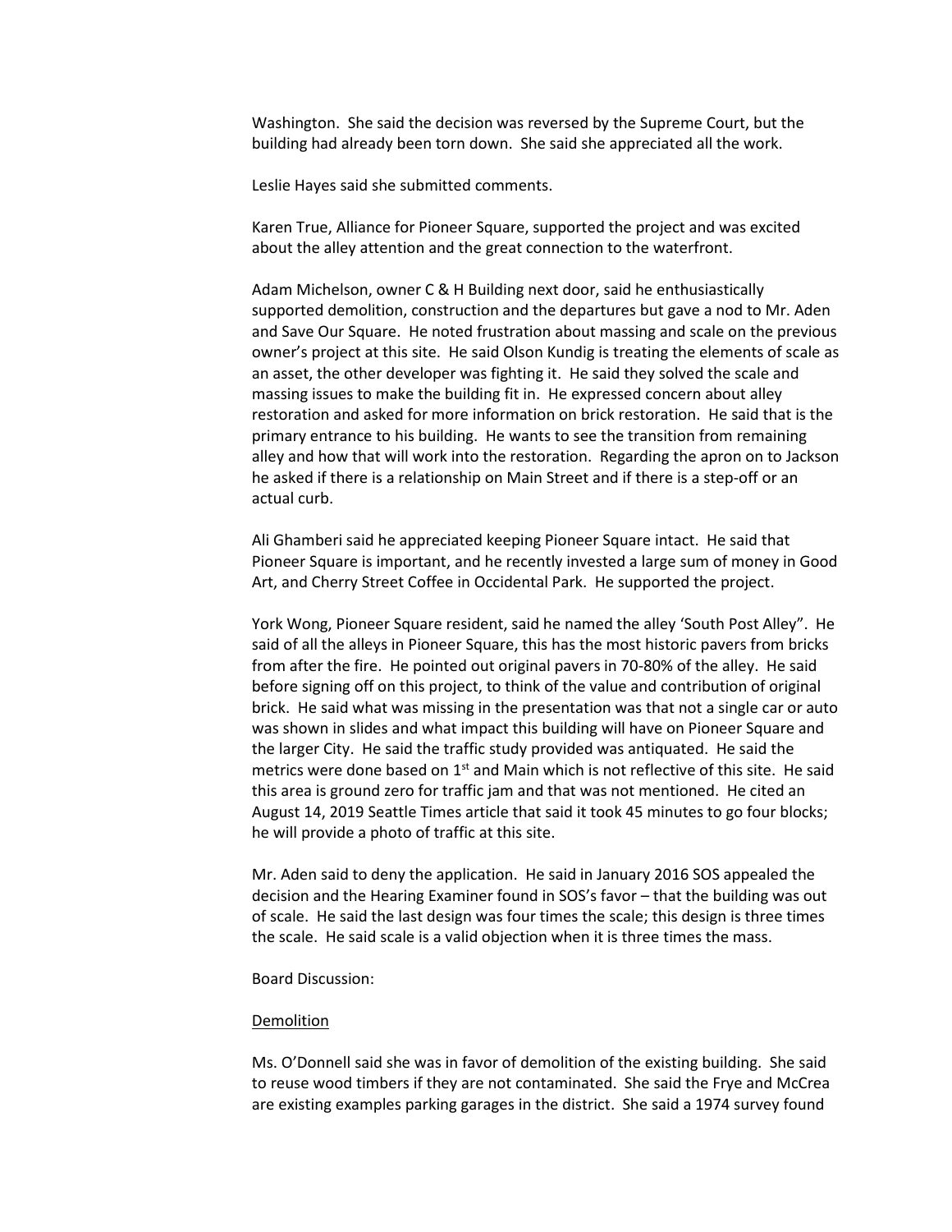Washington. She said the decision was reversed by the Supreme Court, but the building had already been torn down. She said she appreciated all the work.

Leslie Hayes said she submitted comments.

Karen True, Alliance for Pioneer Square, supported the project and was excited about the alley attention and the great connection to the waterfront.

Adam Michelson, owner C & H Building next door, said he enthusiastically supported demolition, construction and the departures but gave a nod to Mr. Aden and Save Our Square. He noted frustration about massing and scale on the previous owner's project at this site. He said Olson Kundig is treating the elements of scale as an asset, the other developer was fighting it. He said they solved the scale and massing issues to make the building fit in. He expressed concern about alley restoration and asked for more information on brick restoration. He said that is the primary entrance to his building. He wants to see the transition from remaining alley and how that will work into the restoration. Regarding the apron on to Jackson he asked if there is a relationship on Main Street and if there is a step-off or an actual curb.

Ali Ghamberi said he appreciated keeping Pioneer Square intact. He said that Pioneer Square is important, and he recently invested a large sum of money in Good Art, and Cherry Street Coffee in Occidental Park. He supported the project.

York Wong, Pioneer Square resident, said he named the alley 'South Post Alley". He said of all the alleys in Pioneer Square, this has the most historic pavers from bricks from after the fire. He pointed out original pavers in 70-80% of the alley. He said before signing off on this project, to think of the value and contribution of original brick. He said what was missing in the presentation was that not a single car or auto was shown in slides and what impact this building will have on Pioneer Square and the larger City. He said the traffic study provided was antiquated. He said the metrics were done based on 1st and Main which is not reflective of this site. He said this area is ground zero for traffic jam and that was not mentioned. He cited an August 14, 2019 Seattle Times article that said it took 45 minutes to go four blocks; he will provide a photo of traffic at this site.

Mr. Aden said to deny the application. He said in January 2016 SOS appealed the decision and the Hearing Examiner found in SOS's favor – that the building was out of scale. He said the last design was four times the scale; this design is three times the scale. He said scale is a valid objection when it is three times the mass.

Board Discussion:

Demolition

Ms. O'Donnell said she was in favor of demolition of the existing building. She said to reuse wood timbers if they are not contaminated. She said the Frye and McCrea are existing examples parking garages in the district. She said a 1974 survey found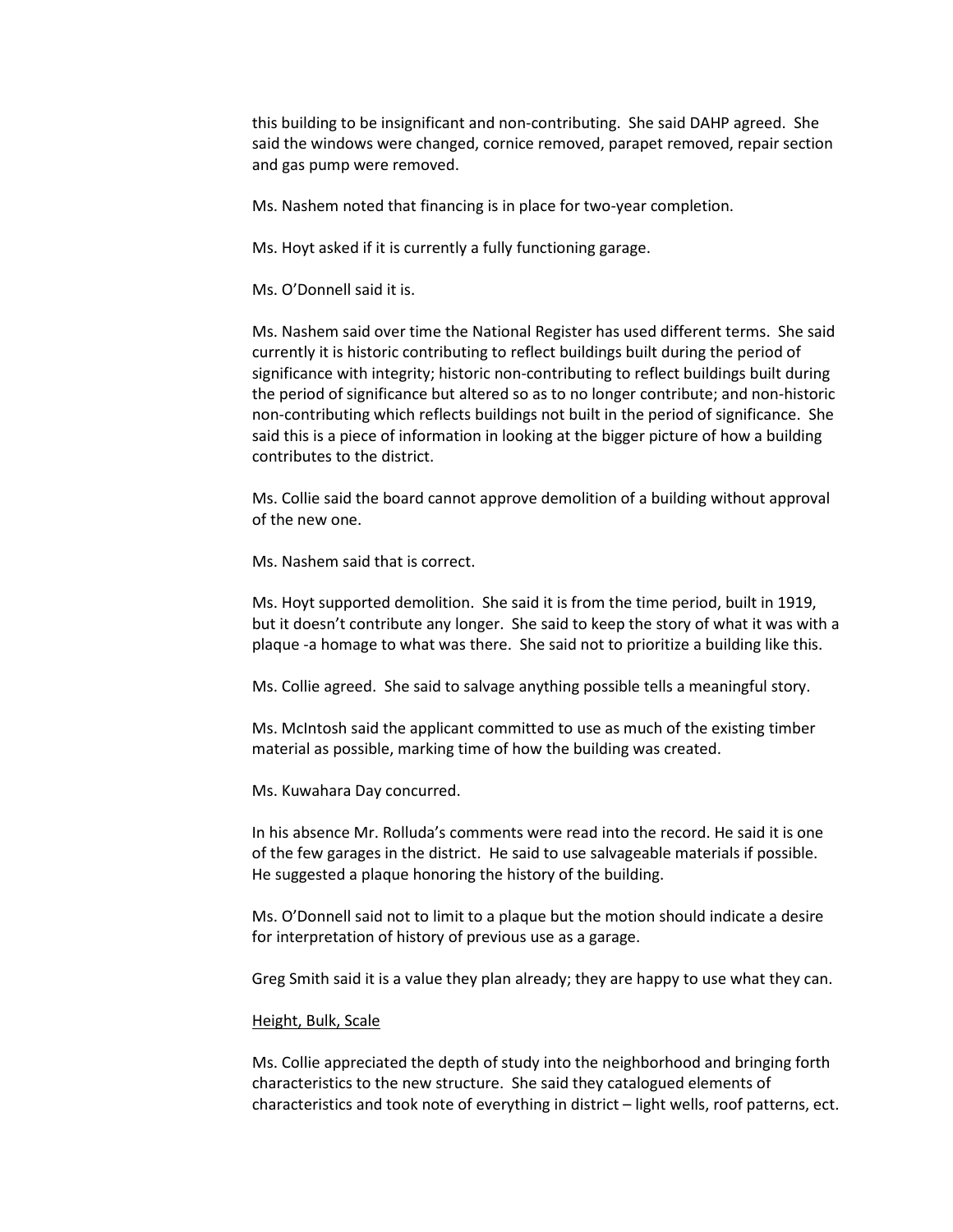this building to be insignificant and non-contributing. She said DAHP agreed. She said the windows were changed, cornice removed, parapet removed, repair section and gas pump were removed.

Ms. Nashem noted that financing is in place for two-year completion.

Ms. Hoyt asked if it is currently a fully functioning garage.

Ms. O'Donnell said it is.

Ms. Nashem said over time the National Register has used different terms. She said currently it is historic contributing to reflect buildings built during the period of significance with integrity; historic non-contributing to reflect buildings built during the period of significance but altered so as to no longer contribute; and non-historic non-contributing which reflects buildings not built in the period of significance. She said this is a piece of information in looking at the bigger picture of how a building contributes to the district.

Ms. Collie said the board cannot approve demolition of a building without approval of the new one.

Ms. Nashem said that is correct.

Ms. Hoyt supported demolition. She said it is from the time period, built in 1919, but it doesn't contribute any longer. She said to keep the story of what it was with a plaque -a homage to what was there. She said not to prioritize a building like this.

Ms. Collie agreed. She said to salvage anything possible tells a meaningful story.

Ms. McIntosh said the applicant committed to use as much of the existing timber material as possible, marking time of how the building was created.

Ms. Kuwahara Day concurred.

In his absence Mr. Rolluda's comments were read into the record. He said it is one of the few garages in the district. He said to use salvageable materials if possible. He suggested a plaque honoring the history of the building.

Ms. O'Donnell said not to limit to a plaque but the motion should indicate a desire for interpretation of history of previous use as a garage.

Greg Smith said it is a value they plan already; they are happy to use what they can.

Height, Bulk, Scale

Ms. Collie appreciated the depth of study into the neighborhood and bringing forth characteristics to the new structure. She said they catalogued elements of characteristics and took note of everything in district – light wells, roof patterns, ect.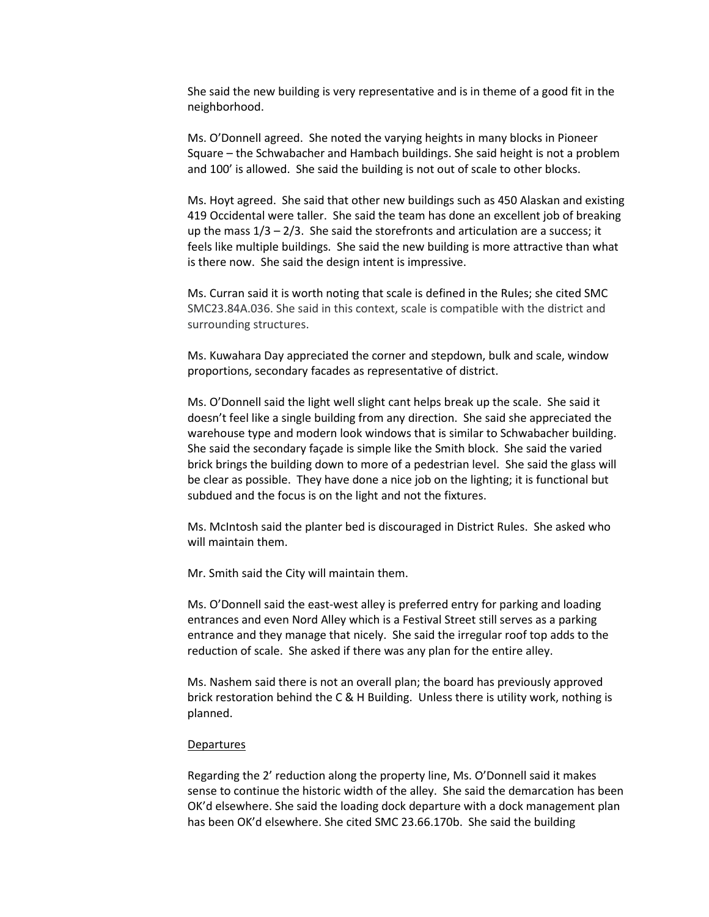She said the new building is very representative and is in theme of a good fit in the neighborhood.

Ms. O'Donnell agreed. She noted the varying heights in many blocks in Pioneer Square – the Schwabacher and Hambach buildings. She said height is not a problem and 100' is allowed. She said the building is not out of scale to other blocks.

Ms. Hoyt agreed. She said that other new buildings such as 450 Alaskan and existing 419 Occidental were taller. She said the team has done an excellent job of breaking up the mass 1/3 – 2/3. She said the storefronts and articulation are a success; it feels like multiple buildings. She said the new building is more attractive than what is there now. She said the design intent is impressive.

Ms. Curran said it is worth noting that scale is defined in the Rules; she cited SMC SMC23.84A.036. She said in this context, scale is compatible with the district and surrounding structures.

Ms. Kuwahara Day appreciated the corner and stepdown, bulk and scale, window proportions, secondary facades as representative of district.

Ms. O'Donnell said the light well slight cant helps break up the scale. She said it doesn't feel like a single building from any direction. She said she appreciated the warehouse type and modern look windows that is similar to Schwabacher building. She said the secondary façade is simple like the Smith block. She said the varied brick brings the building down to more of a pedestrian level. She said the glass will be clear as possible. They have done a nice job on the lighting; it is functional but subdued and the focus is on the light and not the fixtures.

Ms. McIntosh said the planter bed is discouraged in District Rules. She asked who will maintain them.

Mr. Smith said the City will maintain them.

Ms. O'Donnell said the east-west alley is preferred entry for parking and loading entrances and even Nord Alley which is a Festival Street still serves as a parking entrance and they manage that nicely. She said the irregular roof top adds to the reduction of scale. She asked if there was any plan for the entire alley.

Ms. Nashem said there is not an overall plan; the board has previously approved brick restoration behind the C & H Building. Unless there is utility work, nothing is planned.

<u>Departures</u>

Regarding the 2' reduction along the property line, Ms. O'Donnell said it makes sense to continue the historic width of the alley. She said the demarcation has been OK'd elsewhere. She said the loading dock departure with a dock management plan has been OK'd elsewhere. She cited SMC 23.66.170b. She said the building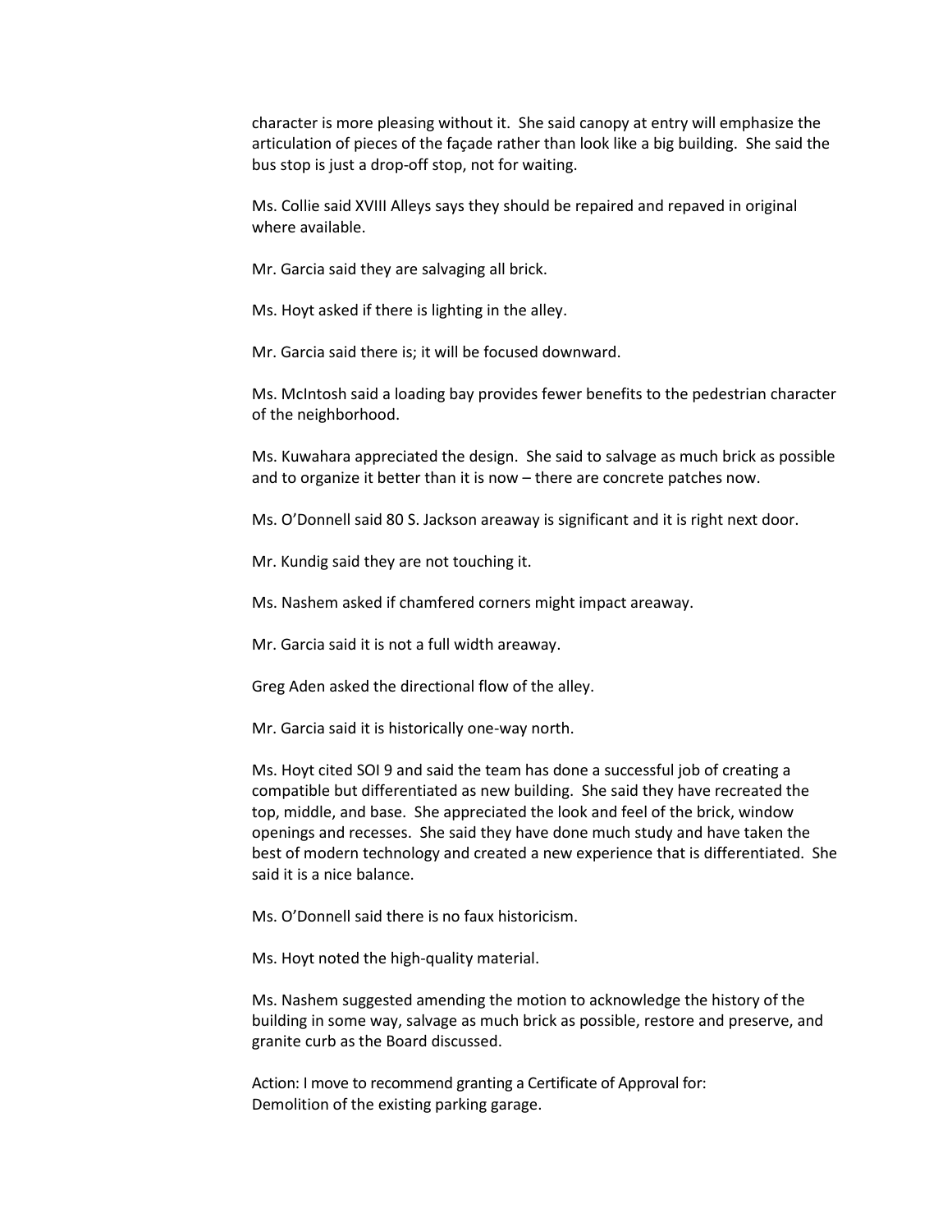character is more pleasing without it. She said canopy at entry will emphasize the articulation of pieces of the façade rather than look like a big building. She said the bus stop is just a drop-off stop, not for waiting.

Ms. Collie said XVIII Alleys says they should be repaired and repaved in original where available.

Mr. Garcia said they are salvaging all brick.

Ms. Hoyt asked if there is lighting in the alley.

Mr. Garcia said there is; it will be focused downward.

Ms. McIntosh said a loading bay provides fewer benefits to the pedestrian character of the neighborhood.

Ms. Kuwahara appreciated the design. She said to salvage as much brick as possible and to organize it better than it is now – there are concrete patches now.

Ms. O'Donnell said 80 S. Jackson areaway is significant and it is right next door.

Mr. Kundig said they are not touching it.

Ms. Nashem asked if chamfered corners might impact areaway.

Mr. Garcia said it is not a full width areaway.

Greg Aden asked the directional flow of the alley.

Mr. Garcia said it is historically one-way north.

Ms. Hoyt cited SOI 9 and said the team has done a successful job of creating a compatible but differentiated as new building. She said they have recreated the top, middle, and base. She appreciated the look and feel of the brick, window openings and recesses. She said they have done much study and have taken the best of modern technology and created a new experience that is differentiated. She said it is a nice balance.

Ms. O'Donnell said there is no faux historicism.

Ms. Hoyt noted the high-quality material.

Ms. Nashem suggested amending the motion to acknowledge the history of the building in some way, salvage as much brick as possible, restore and preserve, and granite curb as the Board discussed.

Action: I move to recommend granting a Certificate of Approval for:
Demolition of the existing parking garage.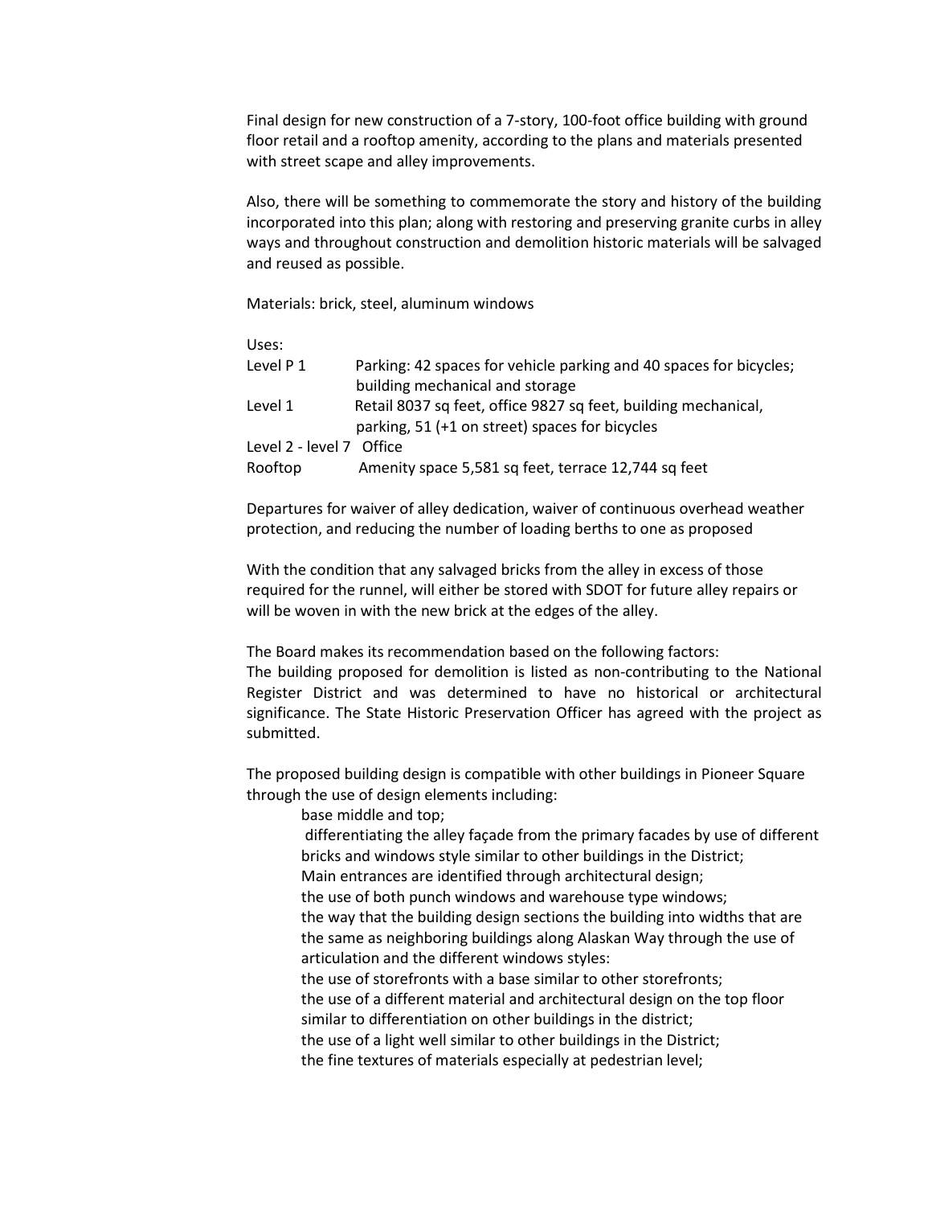Final design for new construction of a 7-story, 100-foot office building with ground floor retail and a rooftop amenity, according to the plans and materials presented with street scape and alley improvements.

Also, there will be something to commemorate the story and history of the building incorporated into this plan; along with restoring and preserving granite curbs in alley ways and throughout construction and demolition historic materials will be salvaged and reused as possible.

Materials: brick, steel, aluminum windows

Uses:

| | |
|---|---|
| Level P 1 | Parking: 42 spaces for vehicle parking and 40 spaces for bicycles; building mechanical and storage |
| Level 1 | Retail 8037 sq feet, office 9827 sq feet, building mechanical, parking, 51 (+1 on street) spaces for bicycles |
| Level 2 - level 7 | Office |
| Rooftop | Amenity space 5,581 sq feet, terrace 12,744 sq feet |

Departures for waiver of alley dedication, waiver of continuous overhead weather protection, and reducing the number of loading berths to one as proposed

With the condition that any salvaged bricks from the alley in excess of those required for the runnel, will either be stored with SDOT for future alley repairs or will be woven in with the new brick at the edges of the alley.

The Board makes its recommendation based on the following factors:
The building proposed for demolition is listed as non-contributing to the National Register District and was determined to have no historical or architectural significance. The State Historic Preservation Officer has agreed with the project as submitted.

The proposed building design is compatible with other buildings in Pioneer Square through the use of design elements including:

- base middle and top;
- differentiating the alley façade from the primary facades by use of different bricks and windows style similar to other buildings in the District;
- Main entrances are identified through architectural design;
- the use of both punch windows and warehouse type windows;
- the way that the building design sections the building into widths that are the same as neighboring buildings along Alaskan Way through the use of articulation and the different windows styles:
- the use of storefronts with a base similar to other storefronts;
- the use of a different material and architectural design on the top floor similar to differentiation on other buildings in the district;
- the use of a light well similar to other buildings in the District;
- the fine textures of materials especially at pedestrian level;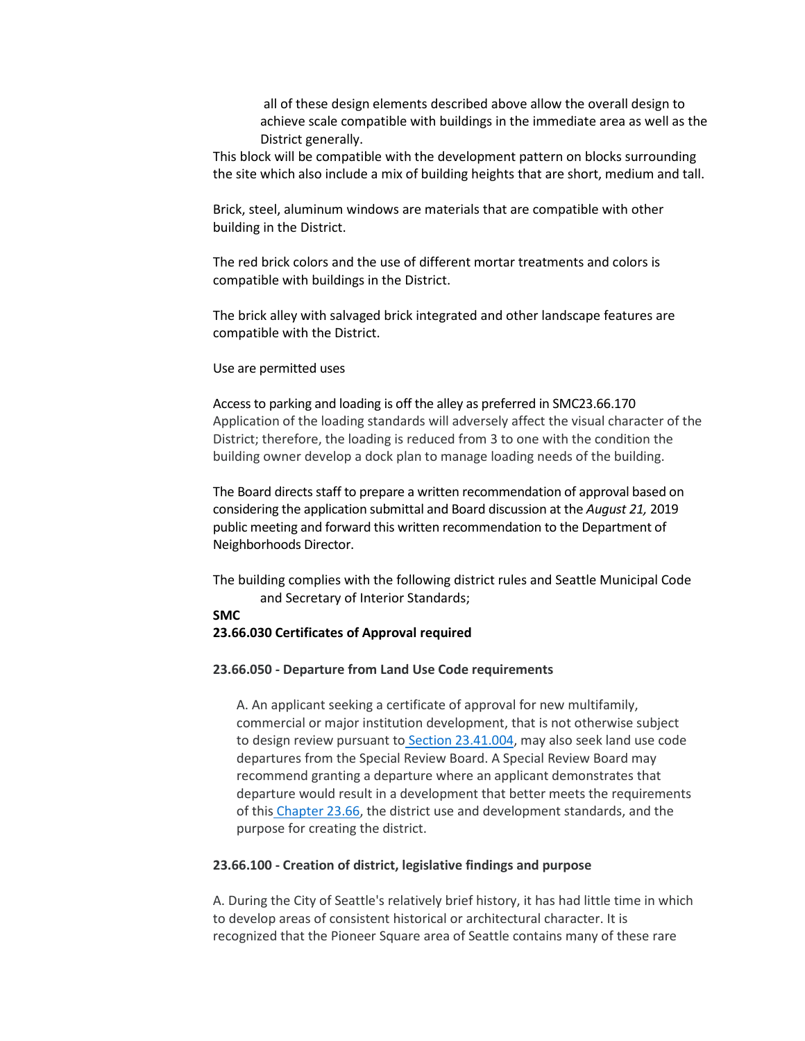all of these design elements described above allow the overall design to achieve scale compatible with buildings in the immediate area as well as the District generally.

This block will be compatible with the development pattern on blocks surrounding the site which also include a mix of building heights that are short, medium and tall.

Brick, steel, aluminum windows are materials that are compatible with other building in the District.

The red brick colors and the use of different mortar treatments and colors is compatible with buildings in the District.

The brick alley with salvaged brick integrated and other landscape features are compatible with the District.

Use are permitted uses

Access to parking and loading is off the alley as preferred in SMC23.66.170
Application of the loading standards will adversely affect the visual character of the District; therefore, the loading is reduced from 3 to one with the condition the building owner develop a dock plan to manage loading needs of the building.

The Board directs staff to prepare a written recommendation of approval based on considering the application submittal and Board discussion at the *August 21,* 2019 public meeting and forward this written recommendation to the Department of Neighborhoods Director.

The building complies with the following district rules and Seattle Municipal Code and Secretary of Interior Standards;

**SMC**
**23.66.030 Certificates of Approval required**

**23.66.050 - Departure from Land Use Code requirements**

A. An applicant seeking a certificate of approval for new multifamily, commercial or major institution development, that is not otherwise subject to design review pursuant to Section 23.41.004, may also seek land use code departures from the Special Review Board. A Special Review Board may recommend granting a departure where an applicant demonstrates that departure would result in a development that better meets the requirements of this Chapter 23.66, the district use and development standards, and the purpose for creating the district.

**23.66.100 - Creation of district, legislative findings and purpose**

A. During the City of Seattle's relatively brief history, it has had little time in which to develop areas of consistent historical or architectural character. It is recognized that the Pioneer Square area of Seattle contains many of these rare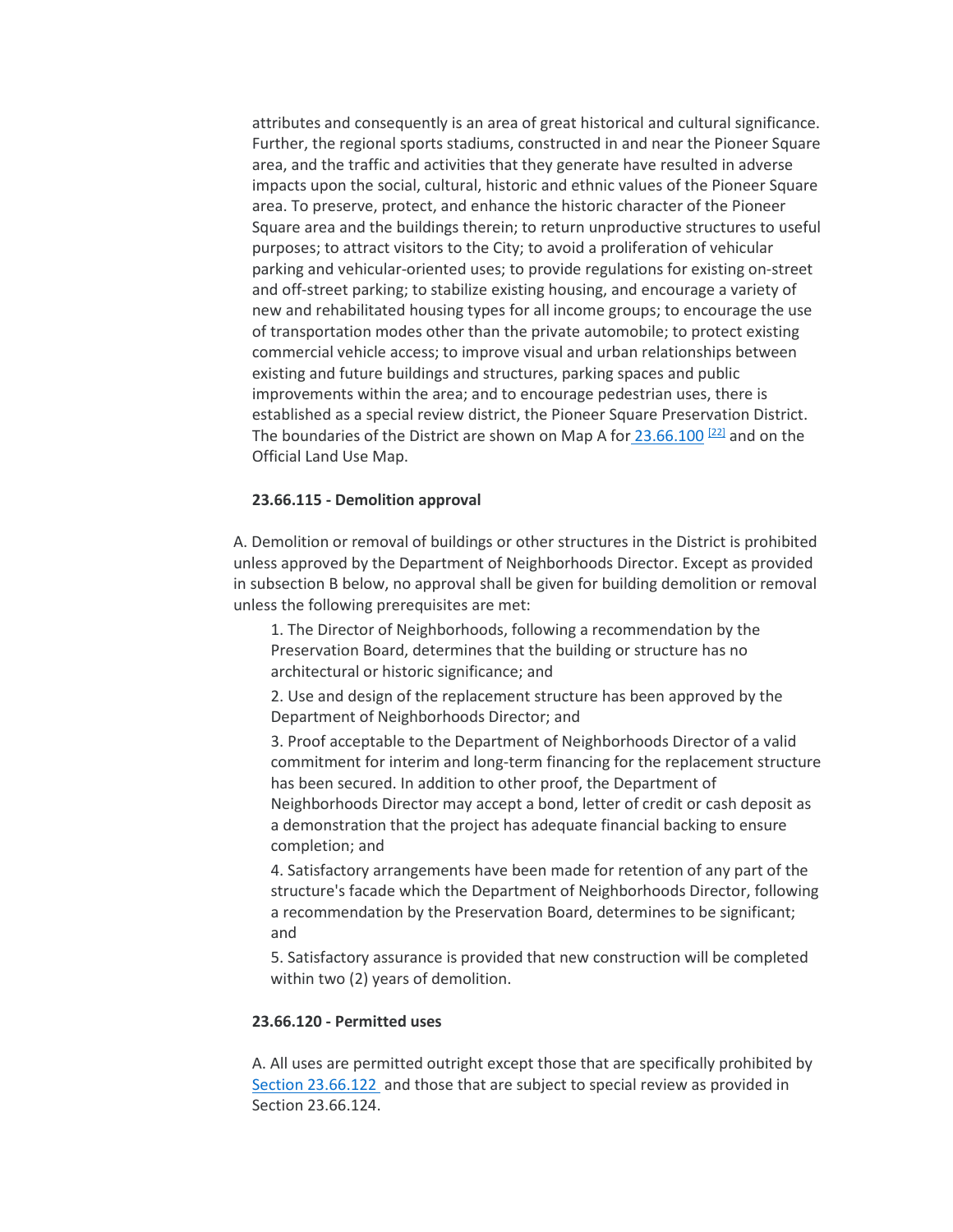attributes and consequently is an area of great historical and cultural significance. Further, the regional sports stadiums, constructed in and near the Pioneer Square area, and the traffic and activities that they generate have resulted in adverse impacts upon the social, cultural, historic and ethnic values of the Pioneer Square area. To preserve, protect, and enhance the historic character of the Pioneer Square area and the buildings therein; to return unproductive structures to useful purposes; to attract visitors to the City; to avoid a proliferation of vehicular parking and vehicular-oriented uses; to provide regulations for existing on-street and off-street parking; to stabilize existing housing, and encourage a variety of new and rehabilitated housing types for all income groups; to encourage the use of transportation modes other than the private automobile; to protect existing commercial vehicle access; to improve visual and urban relationships between existing and future buildings and structures, parking spaces and public improvements within the area; and to encourage pedestrian uses, there is established as a special review district, the Pioneer Square Preservation District. The boundaries of the District are shown on Map A for 23.66.100 [22] and on the Official Land Use Map.

**23.66.115 - Demolition approval**

A. Demolition or removal of buildings or other structures in the District is prohibited unless approved by the Department of Neighborhoods Director. Except as provided in subsection B below, no approval shall be given for building demolition or removal unless the following prerequisites are met:

1. The Director of Neighborhoods, following a recommendation by the Preservation Board, determines that the building or structure has no architectural or historic significance; and

2. Use and design of the replacement structure has been approved by the Department of Neighborhoods Director; and

3. Proof acceptable to the Department of Neighborhoods Director of a valid commitment for interim and long-term financing for the replacement structure has been secured. In addition to other proof, the Department of Neighborhoods Director may accept a bond, letter of credit or cash deposit as a demonstration that the project has adequate financial backing to ensure completion; and

4. Satisfactory arrangements have been made for retention of any part of the structure's facade which the Department of Neighborhoods Director, following a recommendation by the Preservation Board, determines to be significant; and

5. Satisfactory assurance is provided that new construction will be completed within two (2) years of demolition.

**23.66.120 - Permitted uses**

A. All uses are permitted outright except those that are specifically prohibited by Section 23.66.122 and those that are subject to special review as provided in Section 23.66.124.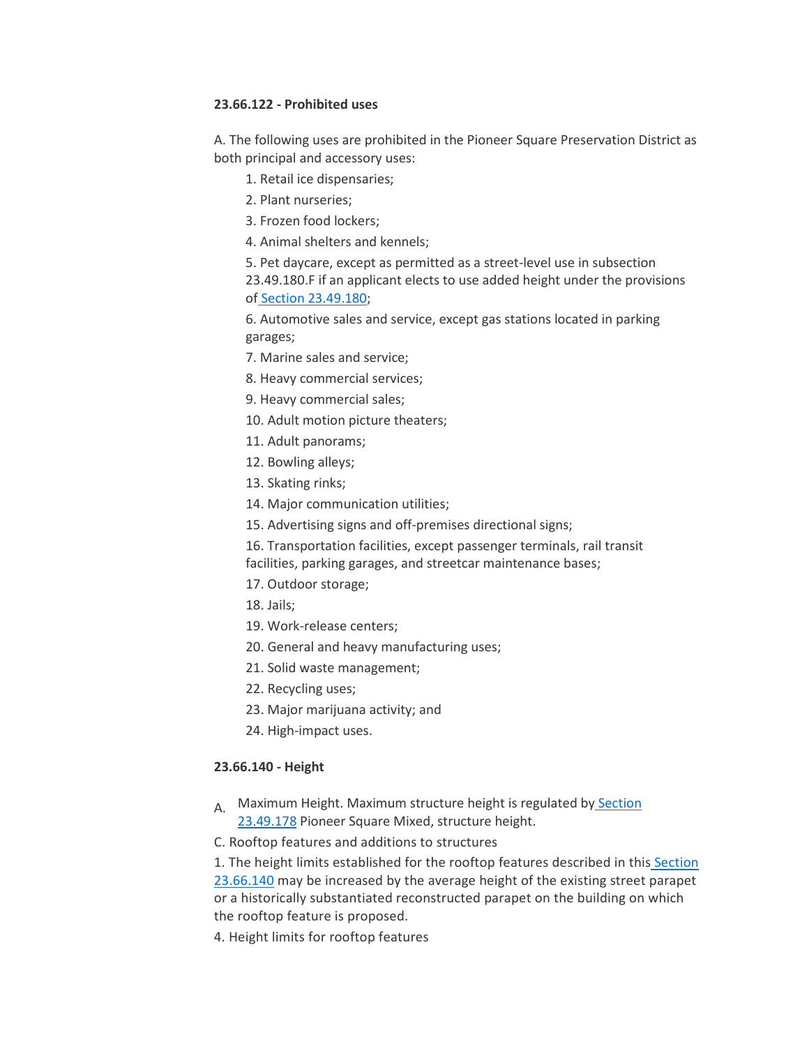**23.66.122 - Prohibited uses**

A. The following uses are prohibited in the Pioneer Square Preservation District as both principal and accessory uses:

1. Retail ice dispensaries;
2. Plant nurseries;
3. Frozen food lockers;
4. Animal shelters and kennels;
5. Pet daycare, except as permitted as a street-level use in subsection 23.49.180.F if an applicant elects to use added height under the provisions of Section 23.49.180;
6. Automotive sales and service, except gas stations located in parking garages;
7. Marine sales and service;
8. Heavy commercial services;
9. Heavy commercial sales;
10. Adult motion picture theaters;
11. Adult panorams;
12. Bowling alleys;
13. Skating rinks;
14. Major communication utilities;
15. Advertising signs and off-premises directional signs;
16. Transportation facilities, except passenger terminals, rail transit facilities, parking garages, and streetcar maintenance bases;
17. Outdoor storage;
18. Jails;
19. Work-release centers;
20. General and heavy manufacturing uses;
21. Solid waste management;
22. Recycling uses;
23. Major marijuana activity; and
24. High-impact uses.

**23.66.140 - Height**

A. Maximum Height. Maximum structure height is regulated by Section 23.49.178 Pioneer Square Mixed, structure height.

C. Rooftop features and additions to structures

1. The height limits established for the rooftop features described in this Section 23.66.140 may be increased by the average height of the existing street parapet or a historically substantiated reconstructed parapet on the building on which the rooftop feature is proposed.

4. Height limits for rooftop features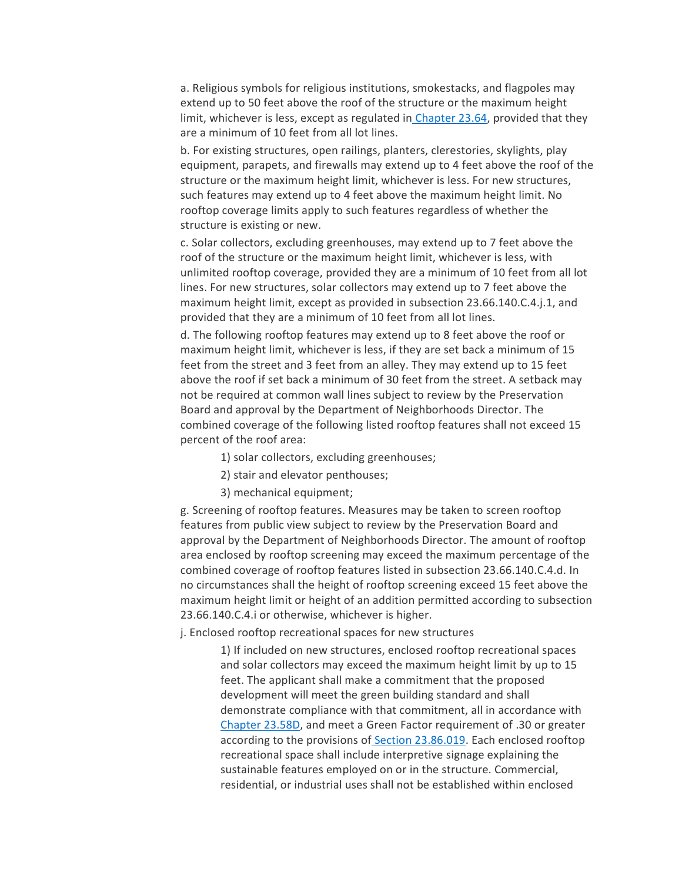a. Religious symbols for religious institutions, smokestacks, and flagpoles may extend up to 50 feet above the roof of the structure or the maximum height limit, whichever is less, except as regulated in Chapter 23.64, provided that they are a minimum of 10 feet from all lot lines.

b. For existing structures, open railings, planters, clerestories, skylights, play equipment, parapets, and firewalls may extend up to 4 feet above the roof of the structure or the maximum height limit, whichever is less. For new structures, such features may extend up to 4 feet above the maximum height limit. No rooftop coverage limits apply to such features regardless of whether the structure is existing or new.

c. Solar collectors, excluding greenhouses, may extend up to 7 feet above the roof of the structure or the maximum height limit, whichever is less, with unlimited rooftop coverage, provided they are a minimum of 10 feet from all lot lines. For new structures, solar collectors may extend up to 7 feet above the maximum height limit, except as provided in subsection 23.66.140.C.4.j.1, and provided that they are a minimum of 10 feet from all lot lines.

d. The following rooftop features may extend up to 8 feet above the roof or maximum height limit, whichever is less, if they are set back a minimum of 15 feet from the street and 3 feet from an alley. They may extend up to 15 feet above the roof if set back a minimum of 30 feet from the street. A setback may not be required at common wall lines subject to review by the Preservation Board and approval by the Department of Neighborhoods Director. The combined coverage of the following listed rooftop features shall not exceed 15 percent of the roof area:

> 1) solar collectors, excluding greenhouses;
>
> 2) stair and elevator penthouses;
>
> 3) mechanical equipment;

g. Screening of rooftop features. Measures may be taken to screen rooftop features from public view subject to review by the Preservation Board and approval by the Department of Neighborhoods Director. The amount of rooftop area enclosed by rooftop screening may exceed the maximum percentage of the combined coverage of rooftop features listed in subsection 23.66.140.C.4.d. In no circumstances shall the height of rooftop screening exceed 15 feet above the maximum height limit or height of an addition permitted according to subsection 23.66.140.C.4.i or otherwise, whichever is higher.

j. Enclosed rooftop recreational spaces for new structures

> 1) If included on new structures, enclosed rooftop recreational spaces and solar collectors may exceed the maximum height limit by up to 15 feet. The applicant shall make a commitment that the proposed development will meet the green building standard and shall demonstrate compliance with that commitment, all in accordance with Chapter 23.58D, and meet a Green Factor requirement of .30 or greater according to the provisions of Section 23.86.019. Each enclosed rooftop recreational space shall include interpretive signage explaining the sustainable features employed on or in the structure. Commercial, residential, or industrial uses shall not be established within enclosed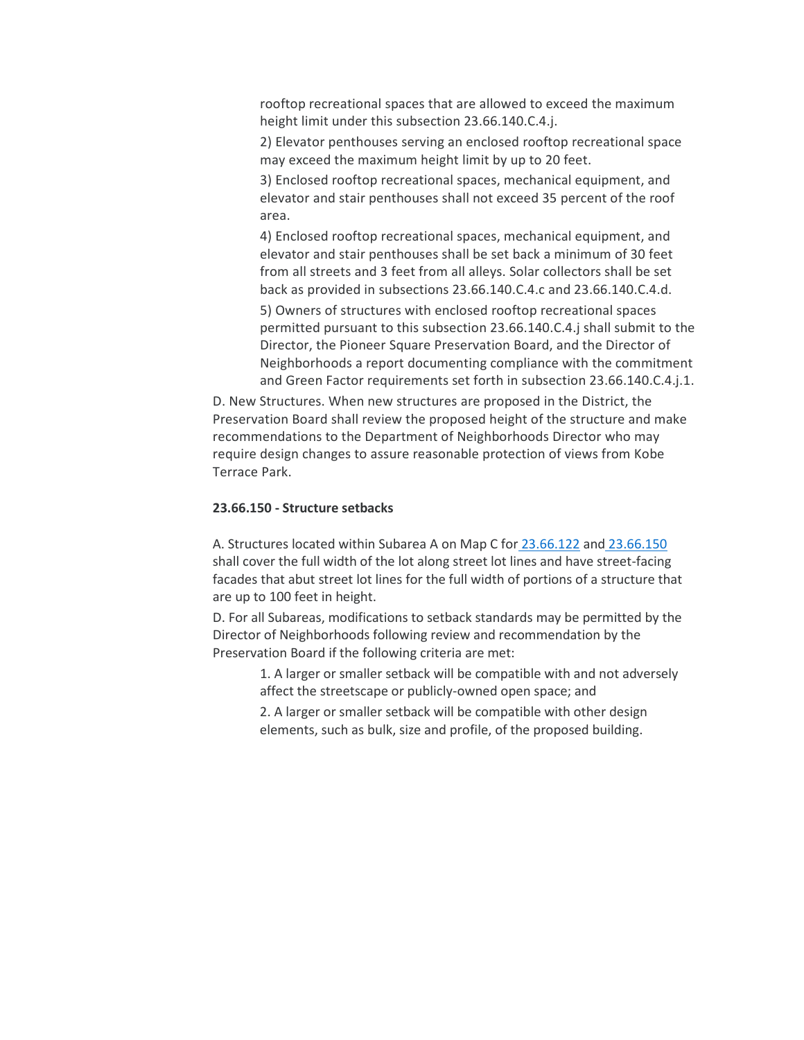rooftop recreational spaces that are allowed to exceed the maximum height limit under this subsection 23.66.140.C.4.j.

2) Elevator penthouses serving an enclosed rooftop recreational space may exceed the maximum height limit by up to 20 feet.

3) Enclosed rooftop recreational spaces, mechanical equipment, and elevator and stair penthouses shall not exceed 35 percent of the roof area.

4) Enclosed rooftop recreational spaces, mechanical equipment, and elevator and stair penthouses shall be set back a minimum of 30 feet from all streets and 3 feet from all alleys. Solar collectors shall be set back as provided in subsections 23.66.140.C.4.c and 23.66.140.C.4.d.

5) Owners of structures with enclosed rooftop recreational spaces permitted pursuant to this subsection 23.66.140.C.4.j shall submit to the Director, the Pioneer Square Preservation Board, and the Director of Neighborhoods a report documenting compliance with the commitment and Green Factor requirements set forth in subsection 23.66.140.C.4.j.1.

D. New Structures. When new structures are proposed in the District, the Preservation Board shall review the proposed height of the structure and make recommendations to the Department of Neighborhoods Director who may require design changes to assure reasonable protection of views from Kobe Terrace Park.

**23.66.150 - Structure setbacks**

A. Structures located within Subarea A on Map C for 23.66.122 and 23.66.150 shall cover the full width of the lot along street lot lines and have street-facing facades that abut street lot lines for the full width of portions of a structure that are up to 100 feet in height.

D. For all Subareas, modifications to setback standards may be permitted by the Director of Neighborhoods following review and recommendation by the Preservation Board if the following criteria are met:

1. A larger or smaller setback will be compatible with and not adversely affect the streetscape or publicly-owned open space; and

2. A larger or smaller setback will be compatible with other design elements, such as bulk, size and profile, of the proposed building.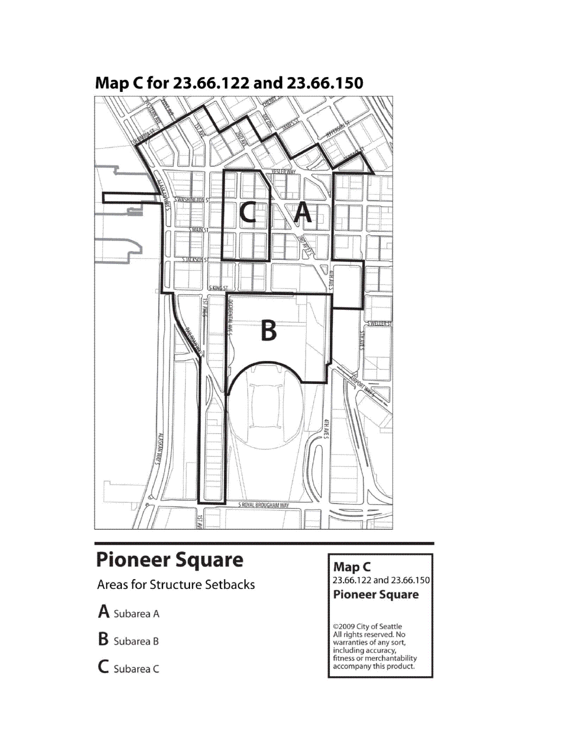# Map C for 23.66.122 and 23.66.150

## Pioneer Square

Areas for Structure Setbacks

**A** Subarea A

**B** Subarea B

**C** Subarea C

**Map C**
23.66.122 and 23.66.150
**Pioneer Square**

©2009 City of Seattle
All rights reserved. No warranties of any sort, including accuracy, fitness or merchantability accompany this product.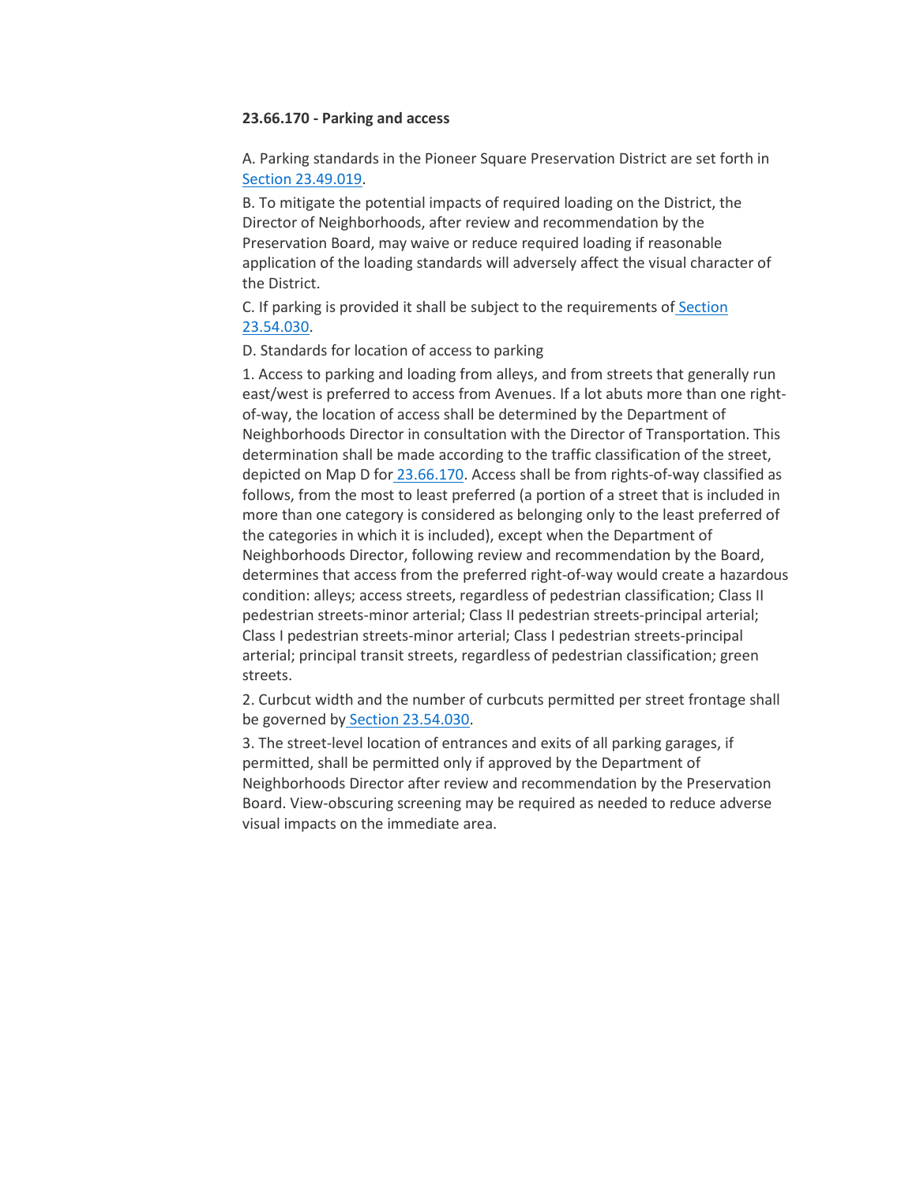**23.66.170 - Parking and access**

A. Parking standards in the Pioneer Square Preservation District are set forth in Section 23.49.019.

B. To mitigate the potential impacts of required loading on the District, the Director of Neighborhoods, after review and recommendation by the Preservation Board, may waive or reduce required loading if reasonable application of the loading standards will adversely affect the visual character of the District.

C. If parking is provided it shall be subject to the requirements of Section 23.54.030.

D. Standards for location of access to parking

1. Access to parking and loading from alleys, and from streets that generally run east/west is preferred to access from Avenues. If a lot abuts more than one right-of-way, the location of access shall be determined by the Department of Neighborhoods Director in consultation with the Director of Transportation. This determination shall be made according to the traffic classification of the street, depicted on Map D for 23.66.170. Access shall be from rights-of-way classified as follows, from the most to least preferred (a portion of a street that is included in more than one category is considered as belonging only to the least preferred of the categories in which it is included), except when the Department of Neighborhoods Director, following review and recommendation by the Board, determines that access from the preferred right-of-way would create a hazardous condition: alleys; access streets, regardless of pedestrian classification; Class II pedestrian streets-minor arterial; Class II pedestrian streets-principal arterial; Class I pedestrian streets-minor arterial; Class I pedestrian streets-principal arterial; principal transit streets, regardless of pedestrian classification; green streets.

2. Curbcut width and the number of curbcuts permitted per street frontage shall be governed by Section 23.54.030.

3. The street-level location of entrances and exits of all parking garages, if permitted, shall be permitted only if approved by the Department of Neighborhoods Director after review and recommendation by the Preservation Board. View-obscuring screening may be required as needed to reduce adverse visual impacts on the immediate area.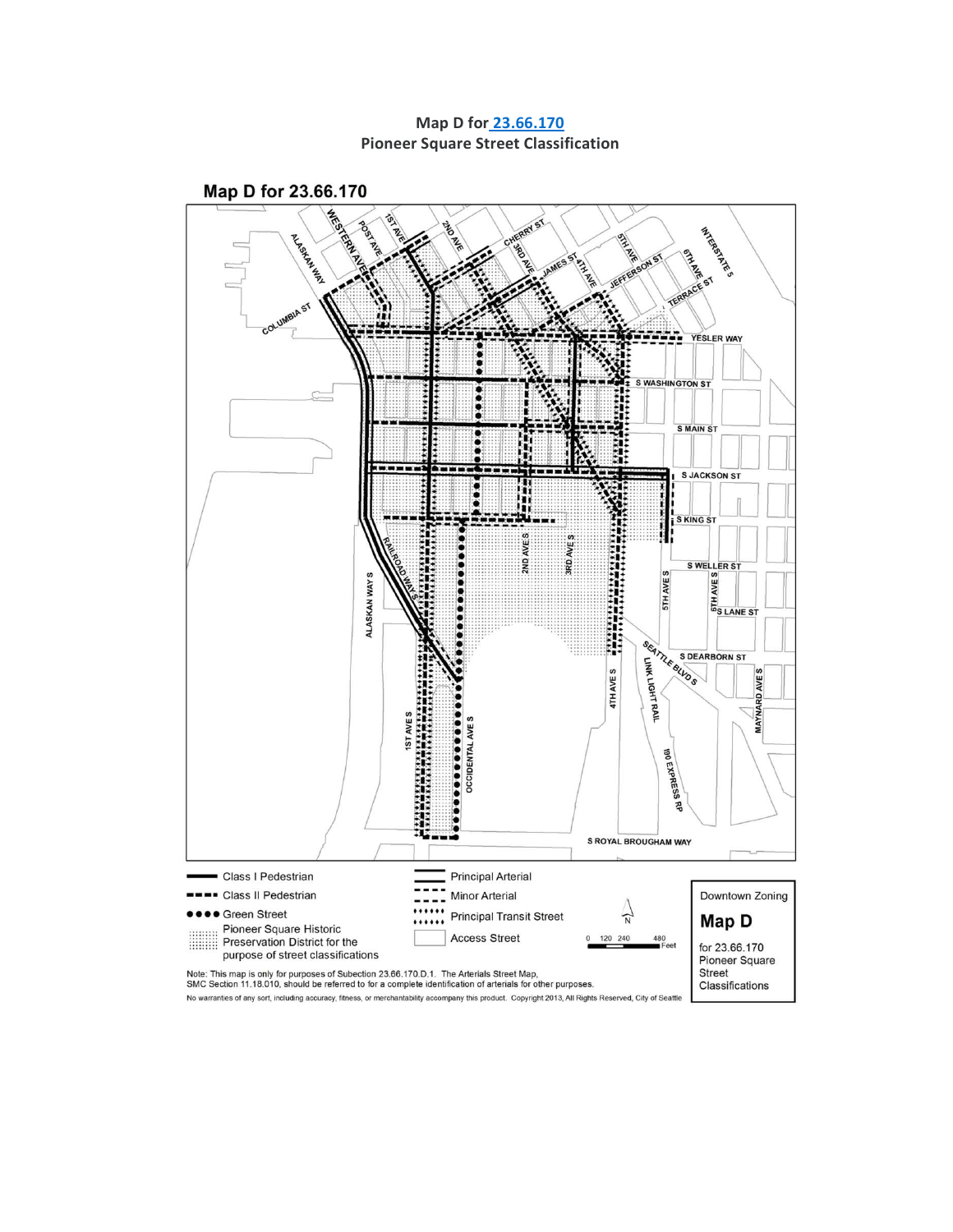**Map D for 23.66.170**
**Pioneer Square Street Classification**

## Map D for 23.66.170

WESTERN AVE, POST AVE, 1ST AVE, 2ND AVE, CHERRY ST, 3RD AVE, JAMES ST, 4TH AVE, 5TH AVE, JEFFERSON ST, 6TH AVE, TERRACE ST, INTERSTATE 5, ALASKAN WAY, COLUMBIA ST, YESLER WAY, S WASHINGTON ST, S MAIN ST, S JACKSON ST, S KING ST, S WELLER ST, 5TH AVE S, 6TH AVE S, S LANE ST, 2ND AVE S, 3RD AVE S, RAILROAD WAY S, ALASKAN WAY S, S DEARBORN ST, SEATTLE BLVD S, LINK LIGHT RAIL, MAYNARD AVE S, 4TH AVE S, 1ST AVE S, OCCIDENTAL AVE S, I90 EXPRESS RP, S ROYAL BROUGHAM WAY

Class I Pedestrian
Class II Pedestrian
Green Street
Pioneer Square Historic Preservation District for the purpose of street classifications

Principal Arterial
Minor Arterial
Principal Transit Street
Access Street

N

0 120 240 480 Feet

Downtown Zoning
**Map D**
for 23.66.170
Pioneer Square Street Classifications

Note: This map is only for purposes of Subsection 23.66.170.D.1. The Arterials Street Map, SMC Section 11.18.010, should be referred to for a complete identification of arterials for other purposes.

No warranties of any sort, including accuracy, fitness, or merchantability accompany this product. Copyright 2013, All Rights Reserved, City of Seattle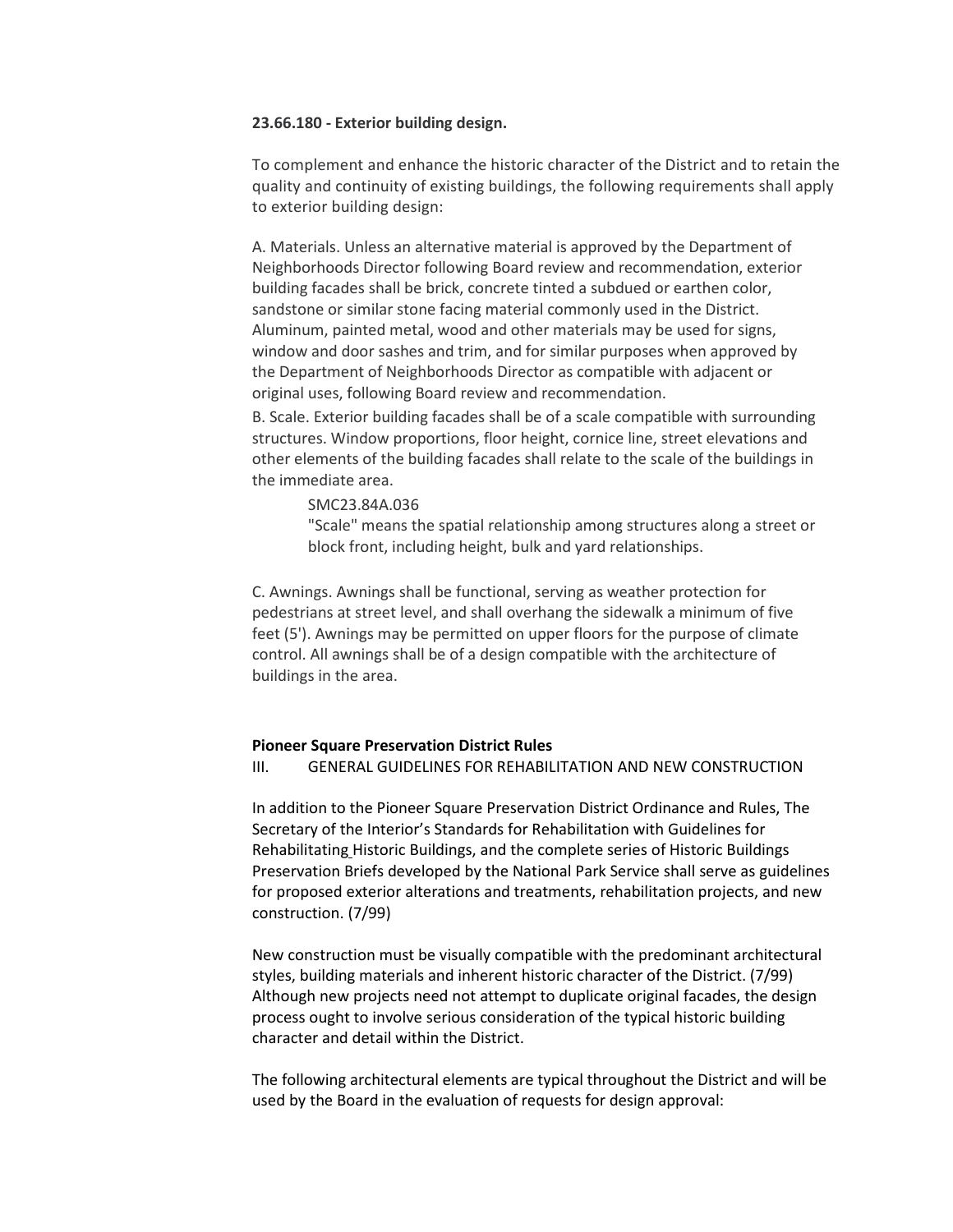**23.66.180 - Exterior building design.**

To complement and enhance the historic character of the District and to retain the quality and continuity of existing buildings, the following requirements shall apply to exterior building design:

A. Materials. Unless an alternative material is approved by the Department of Neighborhoods Director following Board review and recommendation, exterior building facades shall be brick, concrete tinted a subdued or earthen color, sandstone or similar stone facing material commonly used in the District. Aluminum, painted metal, wood and other materials may be used for signs, window and door sashes and trim, and for similar purposes when approved by the Department of Neighborhoods Director as compatible with adjacent or original uses, following Board review and recommendation.

B. Scale. Exterior building facades shall be of a scale compatible with surrounding structures. Window proportions, floor height, cornice line, street elevations and other elements of the building facades shall relate to the scale of the buildings in the immediate area.

> SMC23.84A.036
> "Scale" means the spatial relationship among structures along a street or block front, including height, bulk and yard relationships.

C. Awnings. Awnings shall be functional, serving as weather protection for pedestrians at street level, and shall overhang the sidewalk a minimum of five feet (5'). Awnings may be permitted on upper floors for the purpose of climate control. All awnings shall be of a design compatible with the architecture of buildings in the area.

**Pioneer Square Preservation District Rules**

III. GENERAL GUIDELINES FOR REHABILITATION AND NEW CONSTRUCTION

In addition to the Pioneer Square Preservation District Ordinance and Rules, The Secretary of the Interior's Standards for Rehabilitation with Guidelines for Rehabilitating Historic Buildings, and the complete series of Historic Buildings Preservation Briefs developed by the National Park Service shall serve as guidelines for proposed exterior alterations and treatments, rehabilitation projects, and new construction. (7/99)

New construction must be visually compatible with the predominant architectural styles, building materials and inherent historic character of the District. (7/99) Although new projects need not attempt to duplicate original facades, the design process ought to involve serious consideration of the typical historic building character and detail within the District.

The following architectural elements are typical throughout the District and will be used by the Board in the evaluation of requests for design approval: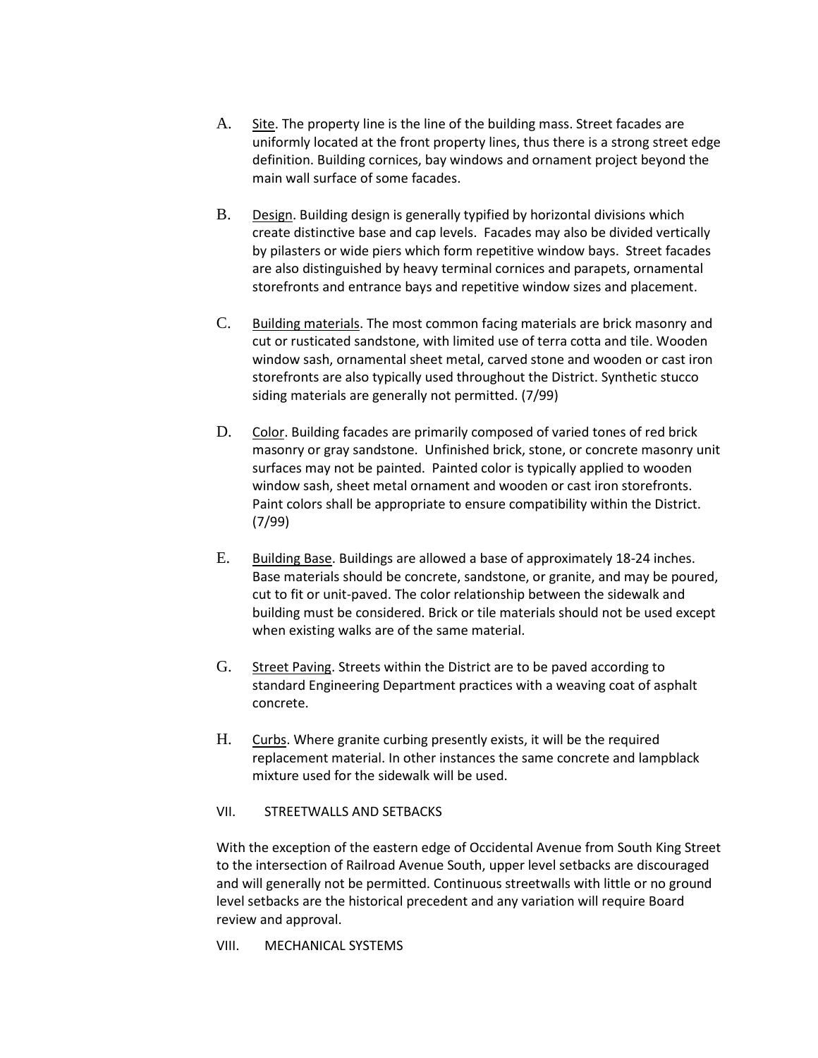A. Site. The property line is the line of the building mass. Street facades are uniformly located at the front property lines, thus there is a strong street edge definition. Building cornices, bay windows and ornament project beyond the main wall surface of some facades.

B. Design. Building design is generally typified by horizontal divisions which create distinctive base and cap levels. Facades may also be divided vertically by pilasters or wide piers which form repetitive window bays. Street facades are also distinguished by heavy terminal cornices and parapets, ornamental storefronts and entrance bays and repetitive window sizes and placement.

C. Building materials. The most common facing materials are brick masonry and cut or rusticated sandstone, with limited use of terra cotta and tile. Wooden window sash, ornamental sheet metal, carved stone and wooden or cast iron storefronts are also typically used throughout the District. Synthetic stucco siding materials are generally not permitted. (7/99)

D. Color. Building facades are primarily composed of varied tones of red brick masonry or gray sandstone. Unfinished brick, stone, or concrete masonry unit surfaces may not be painted. Painted color is typically applied to wooden window sash, sheet metal ornament and wooden or cast iron storefronts. Paint colors shall be appropriate to ensure compatibility within the District. (7/99)

E. Building Base. Buildings are allowed a base of approximately 18-24 inches. Base materials should be concrete, sandstone, or granite, and may be poured, cut to fit or unit-paved. The color relationship between the sidewalk and building must be considered. Brick or tile materials should not be used except when existing walks are of the same material.

G. Street Paving. Streets within the District are to be paved according to standard Engineering Department practices with a weaving coat of asphalt concrete.

H. Curbs. Where granite curbing presently exists, it will be the required replacement material. In other instances the same concrete and lampblack mixture used for the sidewalk will be used.

## VII. STREETWALLS AND SETBACKS

With the exception of the eastern edge of Occidental Avenue from South King Street to the intersection of Railroad Avenue South, upper level setbacks are discouraged and will generally not be permitted. Continuous streetwalls with little or no ground level setbacks are the historical precedent and any variation will require Board review and approval.

## VIII. MECHANICAL SYSTEMS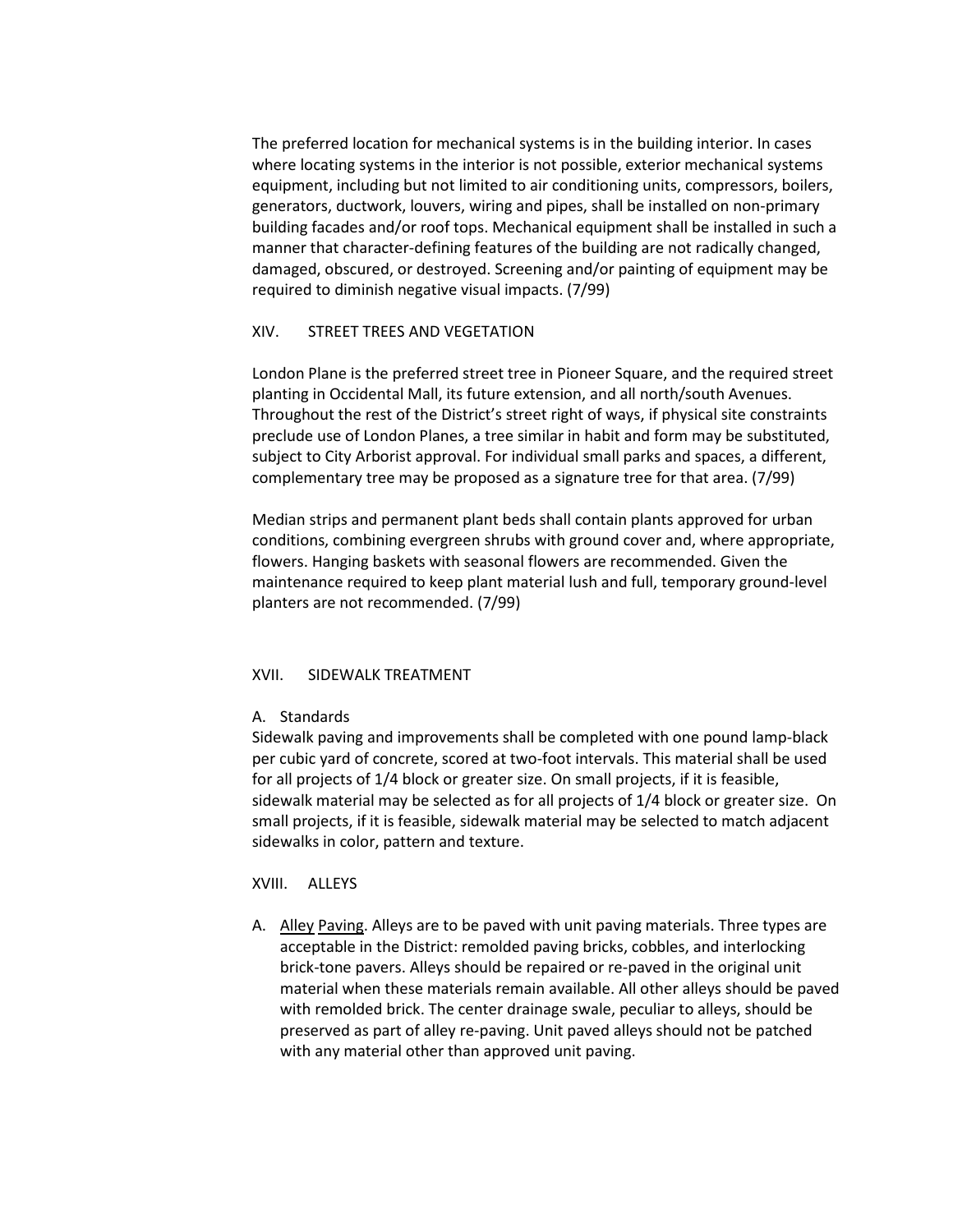The preferred location for mechanical systems is in the building interior. In cases where locating systems in the interior is not possible, exterior mechanical systems equipment, including but not limited to air conditioning units, compressors, boilers, generators, ductwork, louvers, wiring and pipes, shall be installed on non-primary building facades and/or roof tops. Mechanical equipment shall be installed in such a manner that character-defining features of the building are not radically changed, damaged, obscured, or destroyed. Screening and/or painting of equipment may be required to diminish negative visual impacts. (7/99)

## XIV. STREET TREES AND VEGETATION

London Plane is the preferred street tree in Pioneer Square, and the required street planting in Occidental Mall, its future extension, and all north/south Avenues. Throughout the rest of the District's street right of ways, if physical site constraints preclude use of London Planes, a tree similar in habit and form may be substituted, subject to City Arborist approval. For individual small parks and spaces, a different, complementary tree may be proposed as a signature tree for that area. (7/99)

Median strips and permanent plant beds shall contain plants approved for urban conditions, combining evergreen shrubs with ground cover and, where appropriate, flowers. Hanging baskets with seasonal flowers are recommended. Given the maintenance required to keep plant material lush and full, temporary ground-level planters are not recommended. (7/99)

## XVII. SIDEWALK TREATMENT

### A. Standards

Sidewalk paving and improvements shall be completed with one pound lamp-black per cubic yard of concrete, scored at two-foot intervals. This material shall be used for all projects of 1/4 block or greater size. On small projects, if it is feasible, sidewalk material may be selected as for all projects of 1/4 block or greater size. On small projects, if it is feasible, sidewalk material may be selected to match adjacent sidewalks in color, pattern and texture.

## XVIII. ALLEYS

A. Alley Paving. Alleys are to be paved with unit paving materials. Three types are acceptable in the District: remolded paving bricks, cobbles, and interlocking brick-tone pavers. Alleys should be repaired or re-paved in the original unit material when these materials remain available. All other alleys should be paved with remolded brick. The center drainage swale, peculiar to alleys, should be preserved as part of alley re-paving. Unit paved alleys should not be patched with any material other than approved unit paving.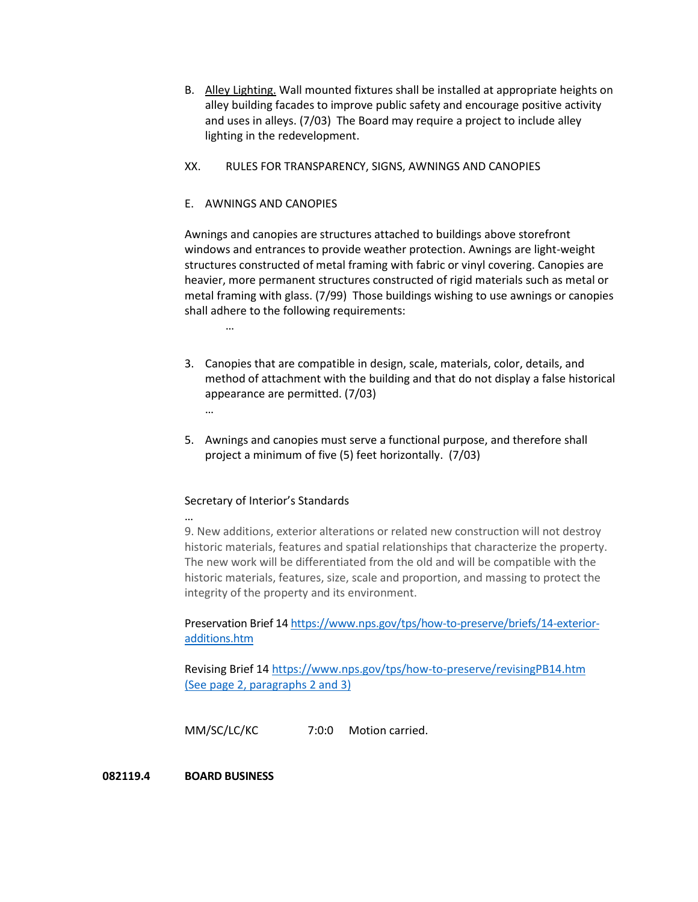B. Alley Lighting. Wall mounted fixtures shall be installed at appropriate heights on alley building facades to improve public safety and encourage positive activity and uses in alleys. (7/03) The Board may require a project to include alley lighting in the redevelopment.

XX. RULES FOR TRANSPARENCY, SIGNS, AWNINGS AND CANOPIES

E. AWNINGS AND CANOPIES

Awnings and canopies are structures attached to buildings above storefront windows and entrances to provide weather protection. Awnings are light-weight structures constructed of metal framing with fabric or vinyl covering. Canopies are heavier, more permanent structures constructed of rigid materials such as metal or metal framing with glass. (7/99) Those buildings wishing to use awnings or canopies shall adhere to the following requirements:

…

3. Canopies that are compatible in design, scale, materials, color, details, and method of attachment with the building and that do not display a false historical appearance are permitted. (7/03)

   …

5. Awnings and canopies must serve a functional purpose, and therefore shall project a minimum of five (5) feet horizontally. (7/03)

Secretary of Interior's Standards

…

9. New additions, exterior alterations or related new construction will not destroy historic materials, features and spatial relationships that characterize the property. The new work will be differentiated from the old and will be compatible with the historic materials, features, size, scale and proportion, and massing to protect the integrity of the property and its environment.

Preservation Brief 14 https://www.nps.gov/tps/how-to-preserve/briefs/14-exterior-additions.htm

Revising Brief 14 https://www.nps.gov/tps/how-to-preserve/revisingPB14.htm (See page 2, paragraphs 2 and 3)

MM/SC/LC/KC 7:0:0 Motion carried.

**082119.4 BOARD BUSINESS**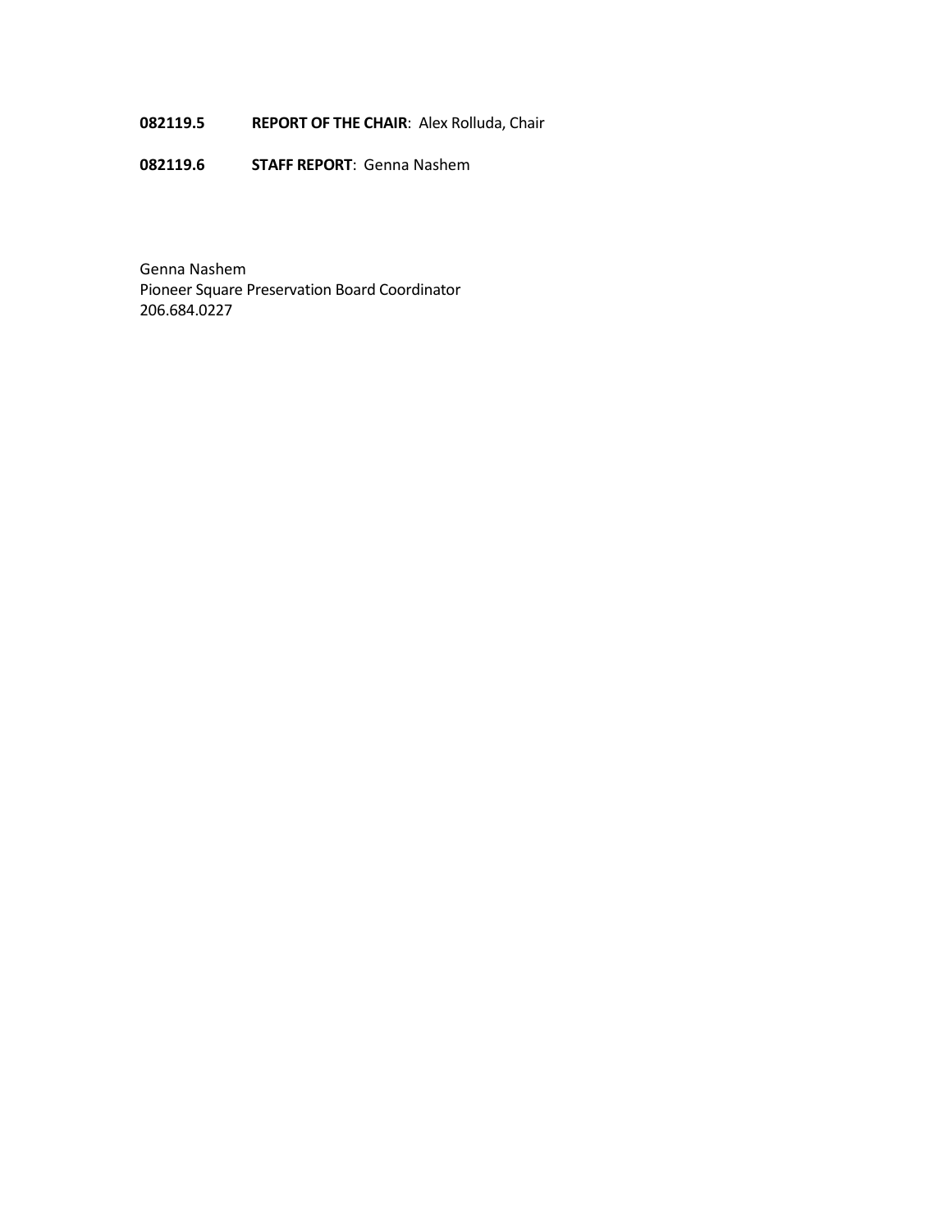**082119.5** **REPORT OF THE CHAIR**: Alex Rolluda, Chair

**082119.6** **STAFF REPORT**: Genna Nashem

Genna Nashem
Pioneer Square Preservation Board Coordinator
206.684.0227